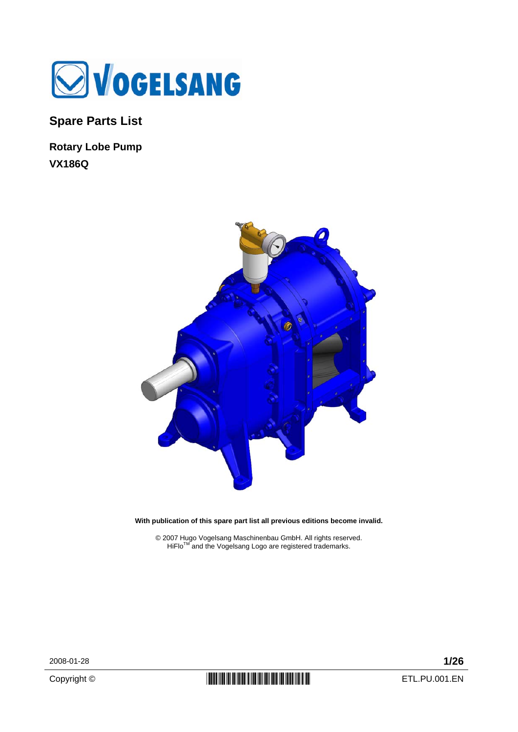# Spare Parts List

## Rotary Lobe Pump
## VX186Q

**With publication of this spare part list all previous editions become invalid.**

© 2007 Hugo Vogelsang Maschinenbau GmbH. All rights reserved.
HiFlo[TM] and the Vogelsang Logo are registered trademarks.

2008-01-28

Copyright ©

ETL.PU.001.EN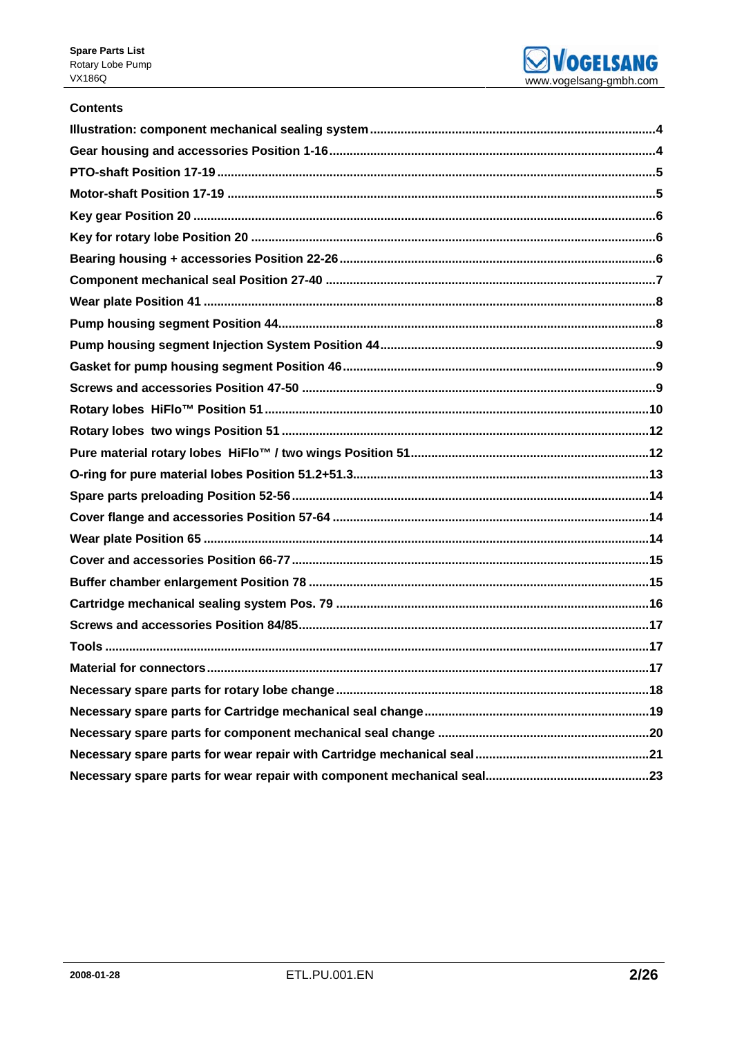## Contents

**Illustration: component mechanical sealing system** ....................4

**Gear housing and accessories Position 1-16** ....................4

**PTO-shaft Position 17-19** ....................5

**Motor-shaft Position 17-19** ....................5

**Key gear Position 20** ....................6

**Key for rotary lobe Position 20** ....................6

**Bearing housing + accessories Position 22-26** ....................6

**Component mechanical seal Position 27-40** ....................7

**Wear plate Position 41** ....................8

**Pump housing segment Position 44** ....................8

**Pump housing segment Injection System Position 44** ....................9

**Gasket for pump housing segment Position 46** ....................9

**Screws and accessories Position 47-50** ....................9

**Rotary lobes HiFlo™ Position 51** ....................10

**Rotary lobes two wings Position 51** ....................12

**Pure material rotary lobes HiFlo™ / two wings Position 51** ....................12

**O-ring for pure material lobes Position 51.2+51.3** ....................13

**Spare parts preloading Position 52-56** ....................14

**Cover flange and accessories Position 57-64** ....................14

**Wear plate Position 65** ....................14

**Cover and accessories Position 66-77** ....................15

**Buffer chamber enlargement Position 78** ....................15

**Cartridge mechanical sealing system Pos. 79** ....................16

**Screws and accessories Position 84/85** ....................17

**Tools** ....................17

**Material for connectors** ....................17

**Necessary spare parts for rotary lobe change** ....................18

**Necessary spare parts for Cartridge mechanical seal change** ....................19

**Necessary spare parts for component mechanical seal change** ....................20

**Necessary spare parts for wear repair with Cartridge mechanical seal** ....................21

**Necessary spare parts for wear repair with component mechanical seal** ....................23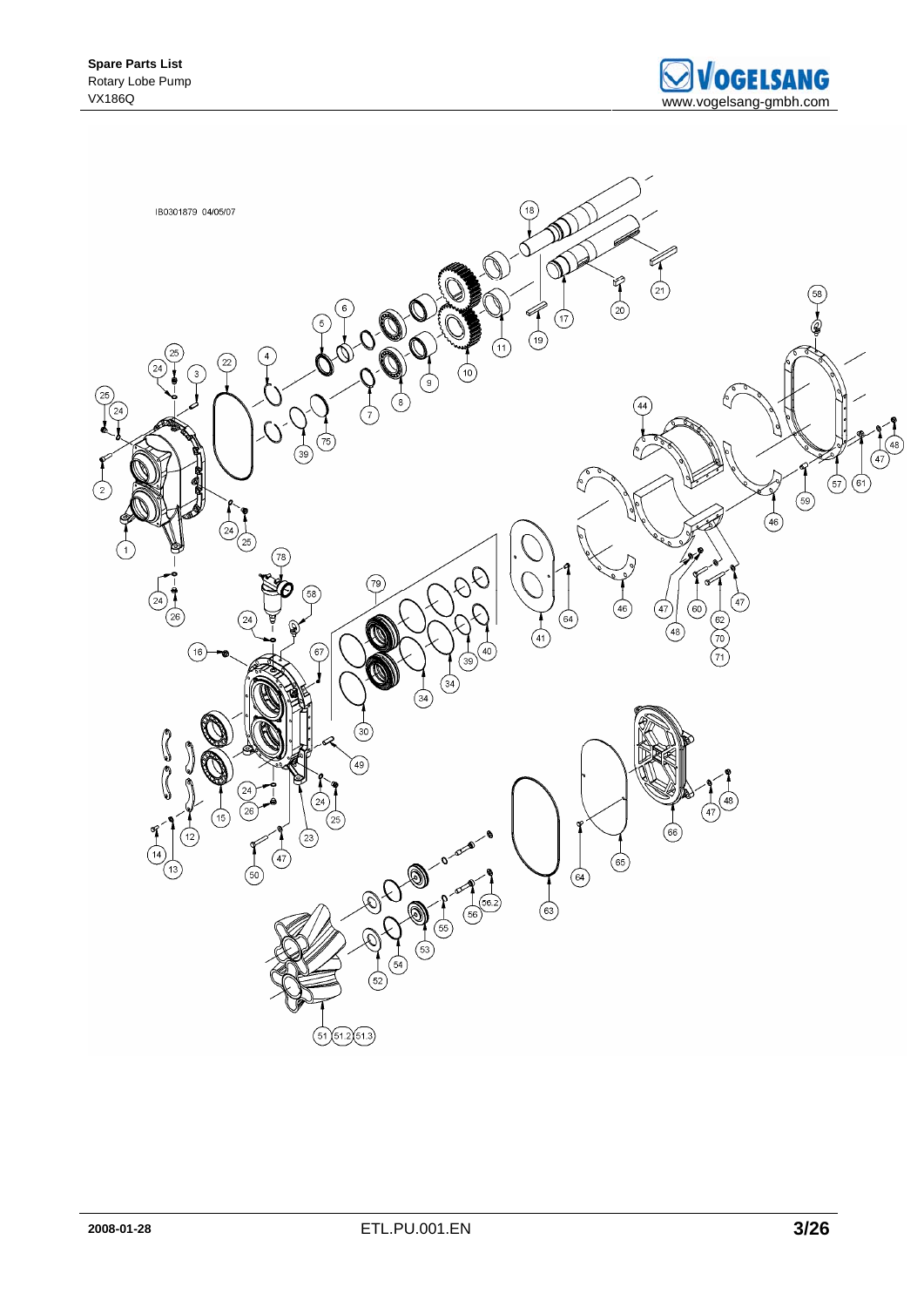IB0301879 04/05/07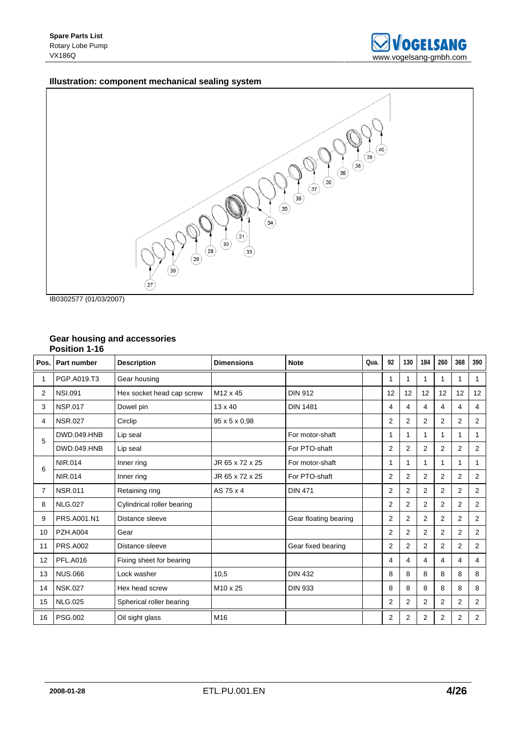### Illustration: component mechanical sealing system

IB0302577 (01/03/2007)

### Gear housing and accessories
**Position 1-16**

| Pos. | Part number | Description | Dimensions | Note | Qua. | 92 | 130 | 184 | 260 | 368 | 390 |
|---|---|---|---|---|---|---|---|---|---|---|---|
| 1 | PGP.A019.T3 | Gear housing | | | | 1 | 1 | 1 | 1 | 1 | 1 |
| 2 | NSI.091 | Hex socket head cap screw | M12 x 45 | DIN 912 | | 12 | 12 | 12 | 12 | 12 | 12 |
| 3 | NSP.017 | Dowel pin | 13 x 40 | DIN 1481 | | 4 | 4 | 4 | 4 | 4 | 4 |
| 4 | NSR.027 | Circlip | 95 x 5 x 0,98 | | | 2 | 2 | 2 | 2 | 2 | 2 |
| 5 | DWD.049.HNB | Lip seal | | For motor-shaft | | 1 | 1 | 1 | 1 | 1 | 1 |
| | DWD.049.HNB | Lip seal | | For PTO-shaft | | 2 | 2 | 2 | 2 | 2 | 2 |
| 6 | NIR.014 | Inner ring | JR 65 x 72 x 25 | For motor-shaft | | 1 | 1 | 1 | 1 | 1 | 1 |
| | NIR.014 | Inner ring | JR 65 x 72 x 25 | For PTO-shaft | | 2 | 2 | 2 | 2 | 2 | 2 |
| 7 | NSR.011 | Retaining ring | AS 75 x 4 | DIN 471 | | 2 | 2 | 2 | 2 | 2 | 2 |
| 8 | NLG.027 | Cylindrical roller bearing | | | | 2 | 2 | 2 | 2 | 2 | 2 |
| 9 | PRS.A001.N1 | Distance sleeve | | Gear floating bearing | | 2 | 2 | 2 | 2 | 2 | 2 |
| 10 | PZH.A004 | Gear | | | | 2 | 2 | 2 | 2 | 2 | 2 |
| 11 | PRS.A002 | Distance sleeve | | Gear fixed bearing | | 2 | 2 | 2 | 2 | 2 | 2 |
| 12 | PFL.A016 | Fixing sheet for bearing | | | | 4 | 4 | 4 | 4 | 4 | 4 |
| 13 | NUS.066 | Lock washer | 10,5 | DIN 432 | | 8 | 8 | 8 | 8 | 8 | 8 |
| 14 | NSK.027 | Hex head screw | M10 x 25 | DIN 933 | | 8 | 8 | 8 | 8 | 8 | 8 |
| 15 | NLG.025 | Spherical roller bearing | | | | 2 | 2 | 2 | 2 | 2 | 2 |
| 16 | PSG.002 | Oil sight glass | M16 | | | 2 | 2 | 2 | 2 | 2 | 2 |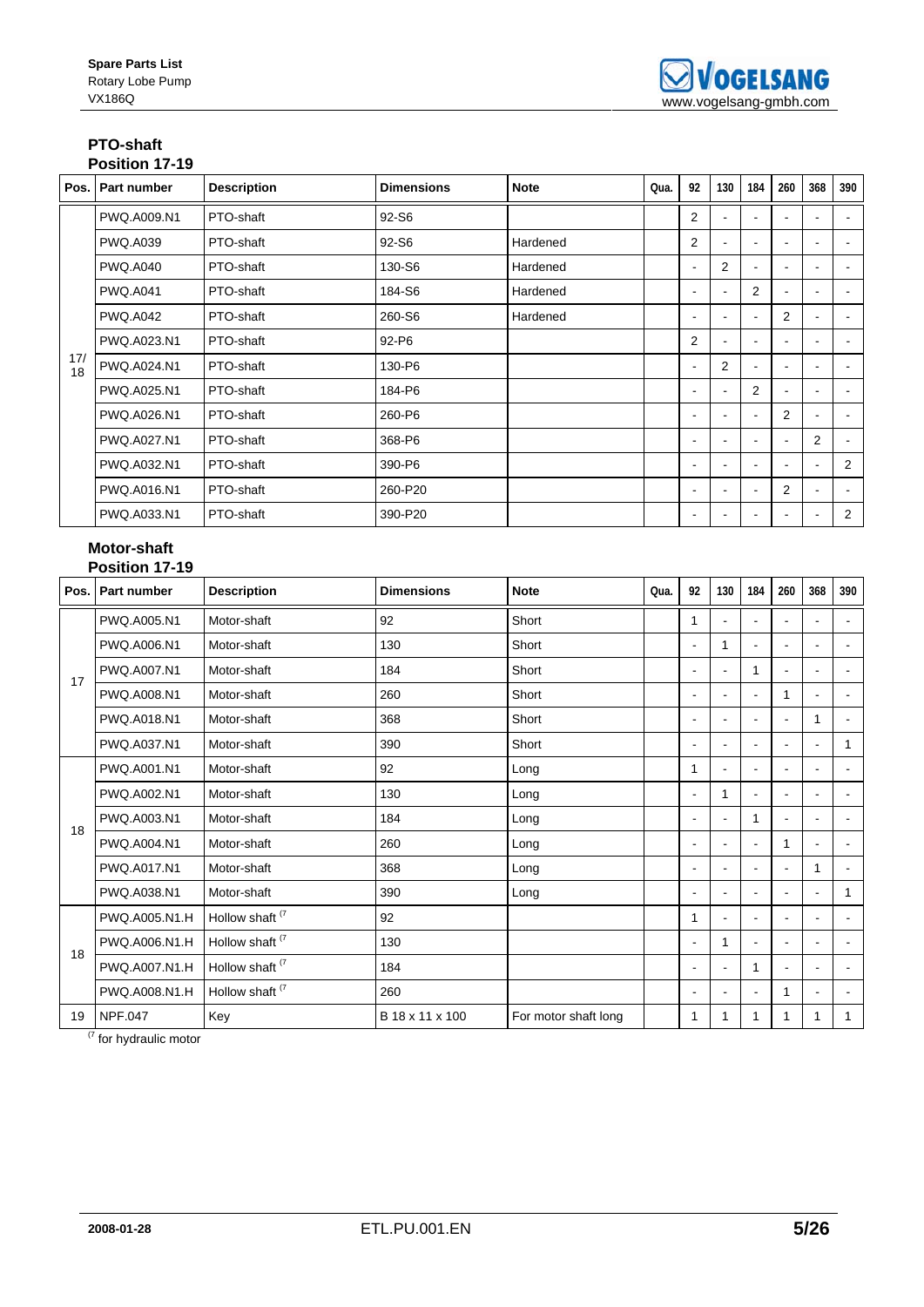## PTO-shaft

### Position 17-19

| Pos. | Part number | Description | Dimensions | Note | Qua. | 92 | 130 | 184 | 260 | 368 | 390 |
|---|---|---|---|---|---|---|---|---|---|---|---|
| 17/ 18 | PWQ.A009.N1 | PTO-shaft | 92-S6 | | | 2 | - | - | - | - | - |
| | PWQ.A039 | PTO-shaft | 92-S6 | Hardened | | 2 | - | - | - | - | - |
| | PWQ.A040 | PTO-shaft | 130-S6 | Hardened | | - | 2 | - | - | - | - |
| | PWQ.A041 | PTO-shaft | 184-S6 | Hardened | | - | - | 2 | - | - | - |
| | PWQ.A042 | PTO-shaft | 260-S6 | Hardened | | - | - | - | 2 | - | - |
| | PWQ.A023.N1 | PTO-shaft | 92-P6 | | | 2 | - | - | - | - | - |
| | PWQ.A024.N1 | PTO-shaft | 130-P6 | | | - | 2 | - | - | - | - |
| | PWQ.A025.N1 | PTO-shaft | 184-P6 | | | - | - | 2 | - | - | - |
| | PWQ.A026.N1 | PTO-shaft | 260-P6 | | | - | - | - | 2 | - | - |
| | PWQ.A027.N1 | PTO-shaft | 368-P6 | | | - | - | - | - | 2 | - |
| | PWQ.A032.N1 | PTO-shaft | 390-P6 | | | - | - | - | - | - | 2 |
| | PWQ.A016.N1 | PTO-shaft | 260-P20 | | | - | - | - | 2 | - | - |
| | PWQ.A033.N1 | PTO-shaft | 390-P20 | | | - | - | - | - | - | 2 |

## Motor-shaft

### Position 17-19

| Pos. | Part number | Description | Dimensions | Note | Qua. | 92 | 130 | 184 | 260 | 368 | 390 |
|---|---|---|---|---|---|---|---|---|---|---|---|
| 17 | PWQ.A005.N1 | Motor-shaft | 92 | Short | | 1 | - | - | - | - | - |
| | PWQ.A006.N1 | Motor-shaft | 130 | Short | | - | 1 | - | - | - | - |
| | PWQ.A007.N1 | Motor-shaft | 184 | Short | | - | - | 1 | - | - | - |
| | PWQ.A008.N1 | Motor-shaft | 260 | Short | | - | - | - | 1 | - | - |
| | PWQ.A018.N1 | Motor-shaft | 368 | Short | | - | - | - | - | 1 | - |
| | PWQ.A037.N1 | Motor-shaft | 390 | Short | | - | - | - | - | - | 1 |
| 18 | PWQ.A001.N1 | Motor-shaft | 92 | Long | | 1 | - | - | - | - | - |
| | PWQ.A002.N1 | Motor-shaft | 130 | Long | | - | 1 | - | - | - | - |
| | PWQ.A003.N1 | Motor-shaft | 184 | Long | | - | - | 1 | - | - | - |
| | PWQ.A004.N1 | Motor-shaft | 260 | Long | | - | - | - | 1 | - | - |
| | PWQ.A017.N1 | Motor-shaft | 368 | Long | | - | - | - | - | 1 | - |
| | PWQ.A038.N1 | Motor-shaft | 390 | Long | | - | - | - | - | - | 1 |
| 18 | PWQ.A005.N1.H | Hollow shaft [(7] | 92 | | | 1 | - | - | - | - | - |
| | PWQ.A006.N1.H | Hollow shaft [(7] | 130 | | | - | 1 | - | - | - | - |
| | PWQ.A007.N1.H | Hollow shaft [(7] | 184 | | | - | - | 1 | - | - | - |
| | PWQ.A008.N1.H | Hollow shaft [(7] | 260 | | | - | - | - | 1 | - | - |
| 19 | NPF.047 | Key | B 18 x 11 x 100 | For motor shaft long | | 1 | 1 | 1 | 1 | 1 | 1 |

[(7] for hydraulic motor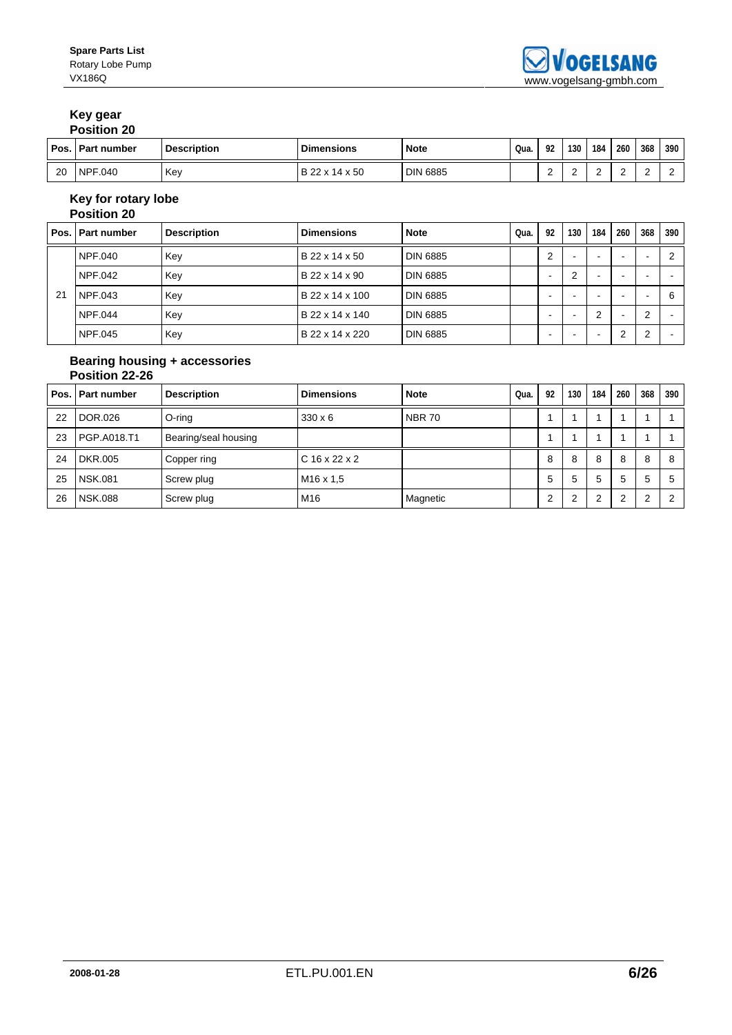## Key gear
**Position 20**

| Pos. | Part number | Description | Dimensions | Note | Qua. | 92 | 130 | 184 | 260 | 368 | 390 |
|---|---|---|---|---|---|---|---|---|---|---|---|
| 20 | NPF.040 | Key | B 22 x 14 x 50 | DIN 6885 | | 2 | 2 | 2 | 2 | 2 | 2 |

## Key for rotary lobe
**Position 20**

| Pos. | Part number | Description | Dimensions | Note | Qua. | 92 | 130 | 184 | 260 | 368 | 390 |
|---|---|---|---|---|---|---|---|---|---|---|---|
| 21 | NPF.040 | Key | B 22 x 14 x 50 | DIN 6885 | | 2 | - | - | - | - | 2 |
| | NPF.042 | Key | B 22 x 14 x 90 | DIN 6885 | | - | 2 | - | - | - | - |
| | NPF.043 | Key | B 22 x 14 x 100 | DIN 6885 | | - | - | - | - | - | 6 |
| | NPF.044 | Key | B 22 x 14 x 140 | DIN 6885 | | - | - | 2 | - | 2 | - |
| | NPF.045 | Key | B 22 x 14 x 220 | DIN 6885 | | - | - | - | 2 | 2 | - |

## Bearing housing + accessories
**Position 22-26**

| Pos. | Part number | Description | Dimensions | Note | Qua. | 92 | 130 | 184 | 260 | 368 | 390 |
|---|---|---|---|---|---|---|---|---|---|---|---|
| 22 | DOR.026 | O-ring | 330 x 6 | NBR 70 | | 1 | 1 | 1 | 1 | 1 | 1 |
| 23 | PGP.A018.T1 | Bearing/seal housing | | | | 1 | 1 | 1 | 1 | 1 | 1 |
| 24 | DKR.005 | Copper ring | C 16 x 22 x 2 | | | 8 | 8 | 8 | 8 | 8 | 8 |
| 25 | NSK.081 | Screw plug | M16 x 1,5 | | | 5 | 5 | 5 | 5 | 5 | 5 |
| 26 | NSK.088 | Screw plug | M16 | Magnetic | | 2 | 2 | 2 | 2 | 2 | 2 |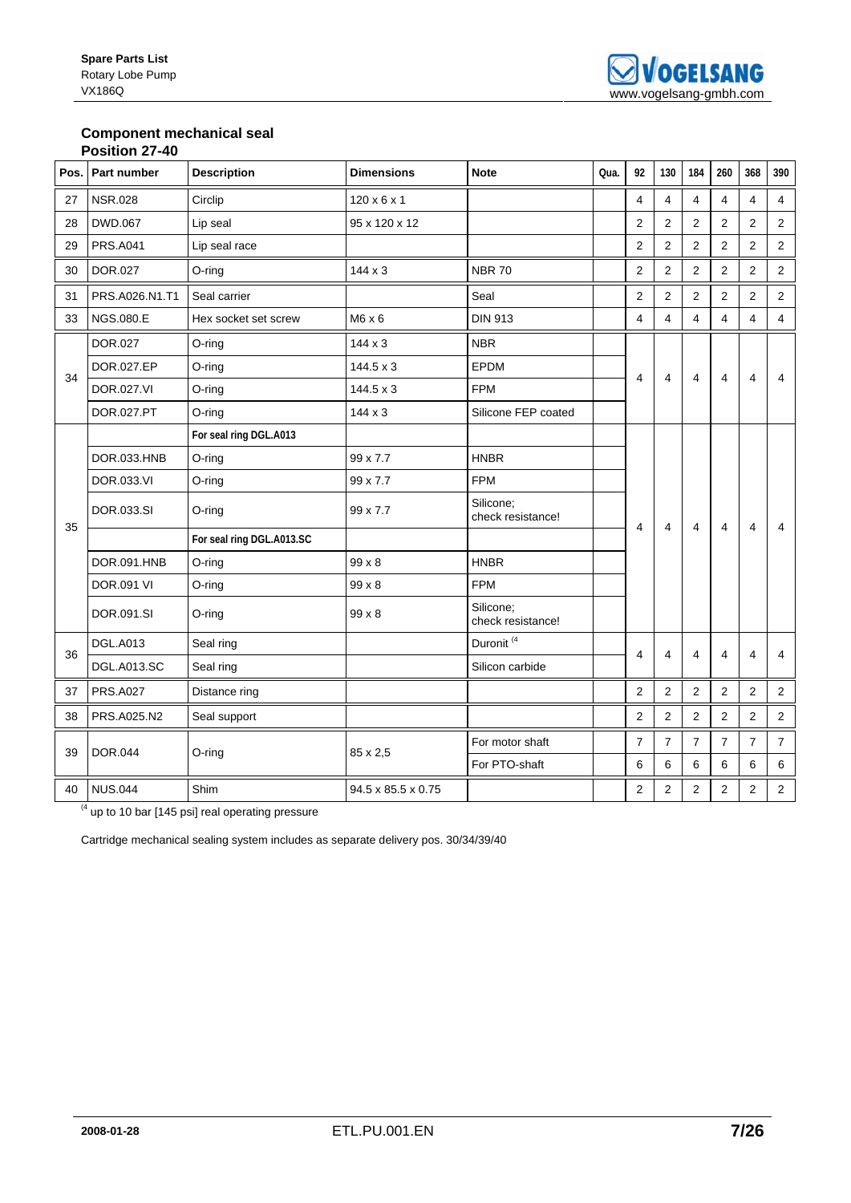## Component mechanical seal

### Position 27-40

| Pos. | Part number | Description | Dimensions | Note | Qua. | 92 | 130 | 184 | 260 | 368 | 390 |
|---|---|---|---|---|---|---|---|---|---|---|---|
| 27 | NSR.028 | Circlip | 120 x 6 x 1 | | | 4 | 4 | 4 | 4 | 4 | 4 |
| 28 | DWD.067 | Lip seal | 95 x 120 x 12 | | | 2 | 2 | 2 | 2 | 2 | 2 |
| 29 | PRS.A041 | Lip seal race | | | | 2 | 2 | 2 | 2 | 2 | 2 |
| 30 | DOR.027 | O-ring | 144 x 3 | NBR 70 | | 2 | 2 | 2 | 2 | 2 | 2 |
| 31 | PRS.A026.N1.T1 | Seal carrier | | Seal | | 2 | 2 | 2 | 2 | 2 | 2 |
| 33 | NGS.080.E | Hex socket set screw | M6 x 6 | DIN 913 | | 4 | 4 | 4 | 4 | 4 | 4 |
| 34 | DOR.027 | O-ring | 144 x 3 | NBR | | 4 | 4 | 4 | 4 | 4 | 4 |
| | DOR.027.EP | O-ring | 144.5 x 3 | EPDM | | | | | | | |
| | DOR.027.VI | O-ring | 144.5 x 3 | FPM | | | | | | | |
| | DOR.027.PT | O-ring | 144 x 3 | Silicone FEP coated | | | | | | | |
| 35 | | **For seal ring DGL.A013** | | | | 4 | 4 | 4 | 4 | 4 | 4 |
| | DOR.033.HNB | O-ring | 99 x 7.7 | HNBR | | | | | | | |
| | DOR.033.VI | O-ring | 99 x 7.7 | FPM | | | | | | | |
| | DOR.033.SI | O-ring | 99 x 7.7 | Silicone; check resistance! | | | | | | | |
| | | **For seal ring DGL.A013.SC** | | | | | | | | | |
| | DOR.091.HNB | O-ring | 99 x 8 | HNBR | | | | | | | |
| | DOR.091 VI | O-ring | 99 x 8 | FPM | | | | | | | |
| | DOR.091.SI | O-ring | 99 x 8 | Silicone; check resistance! | | | | | | | |
| 36 | DGL.A013 | Seal ring | | Duronit [4] | | 4 | 4 | 4 | 4 | 4 | 4 |
| | DGL.A013.SC | Seal ring | | Silicon carbide | | | | | | | |
| 37 | PRS.A027 | Distance ring | | | | 2 | 2 | 2 | 2 | 2 | 2 |
| 38 | PRS.A025.N2 | Seal support | | | | 2 | 2 | 2 | 2 | 2 | 2 |
| 39 | DOR.044 | O-ring | 85 x 2,5 | For motor shaft | | 7 | 7 | 7 | 7 | 7 | 7 |
| | | | | For PTO-shaft | | 6 | 6 | 6 | 6 | 6 | 6 |
| 40 | NUS.044 | Shim | 94.5 x 85.5 x 0.75 | | | 2 | 2 | 2 | 2 | 2 | 2 |

[4] up to 10 bar [145 psi] real operating pressure

Cartridge mechanical sealing system includes as separate delivery pos. 30/34/39/40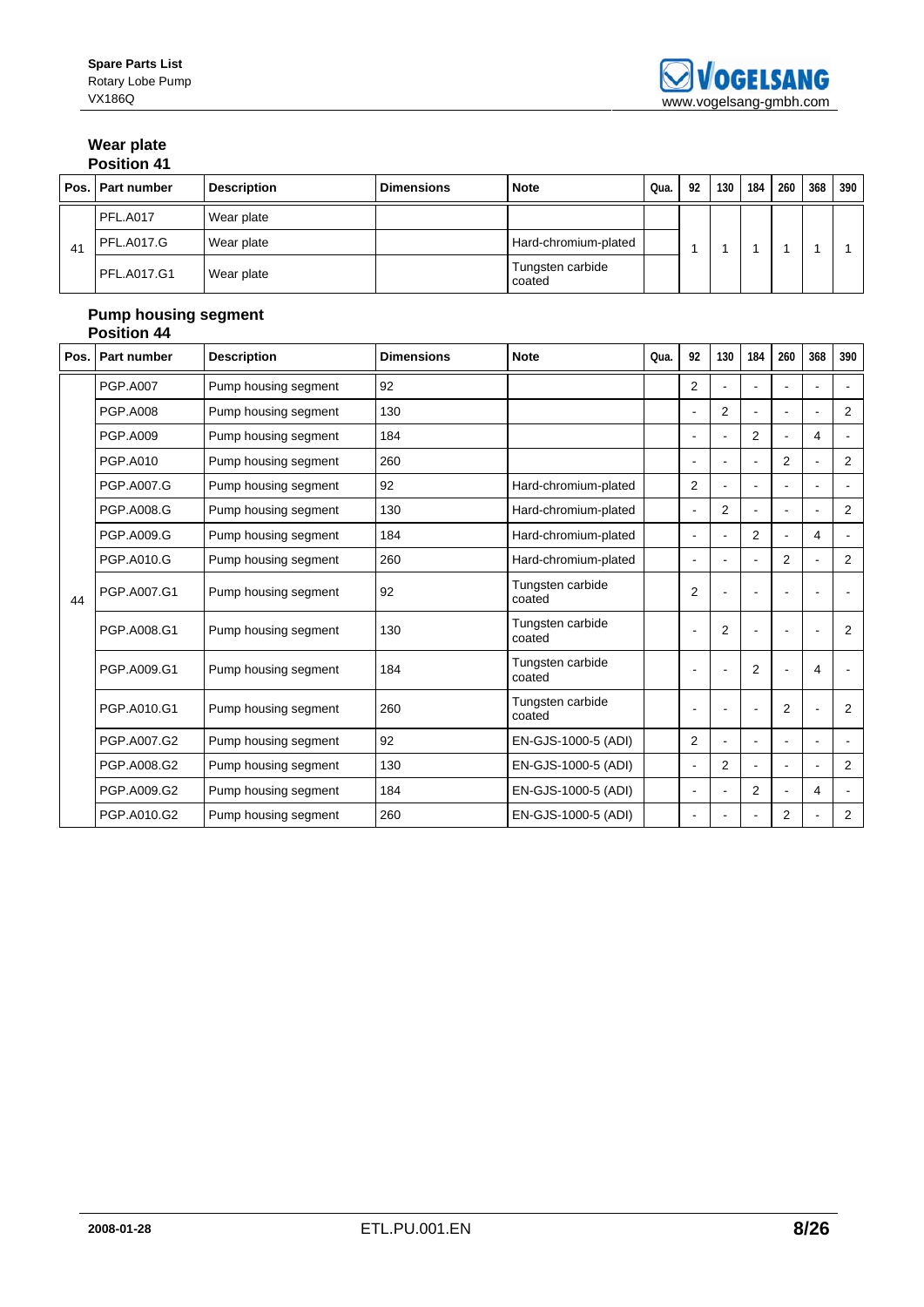## Wear plate
### Position 41

| Pos. | Part number | Description | Dimensions | Note | Qua. | 92 | 130 | 184 | 260 | 368 | 390 |
|---|---|---|---|---|---|---|---|---|---|---|---|
| 41 | PFL.A017 | Wear plate | | | | 1 | 1 | 1 | 1 | 1 | 1 |
| | PFL.A017.G | Wear plate | | Hard-chromium-plated | | | | | | | |
| | PFL.A017.G1 | Wear plate | | Tungsten carbide coated | | | | | | | |

## Pump housing segment
### Position 44

| Pos. | Part number | Description | Dimensions | Note | Qua. | 92 | 130 | 184 | 260 | 368 | 390 |
|---|---|---|---|---|---|---|---|---|---|---|---|
| 44 | PGP.A007 | Pump housing segment | 92 | | | 2 | - | - | - | - | - |
| | PGP.A008 | Pump housing segment | 130 | | | - | 2 | - | - | - | 2 |
| | PGP.A009 | Pump housing segment | 184 | | | - | - | 2 | - | 4 | - |
| | PGP.A010 | Pump housing segment | 260 | | | - | - | - | 2 | - | 2 |
| | PGP.A007.G | Pump housing segment | 92 | Hard-chromium-plated | | 2 | - | - | - | - | - |
| | PGP.A008.G | Pump housing segment | 130 | Hard-chromium-plated | | - | 2 | - | - | - | 2 |
| | PGP.A009.G | Pump housing segment | 184 | Hard-chromium-plated | | - | - | 2 | - | 4 | - |
| | PGP.A010.G | Pump housing segment | 260 | Hard-chromium-plated | | - | - | - | 2 | - | 2 |
| | PGP.A007.G1 | Pump housing segment | 92 | Tungsten carbide coated | | 2 | - | - | - | - | - |
| | PGP.A008.G1 | Pump housing segment | 130 | Tungsten carbide coated | | - | 2 | - | - | - | 2 |
| | PGP.A009.G1 | Pump housing segment | 184 | Tungsten carbide coated | | - | - | 2 | - | 4 | - |
| | PGP.A010.G1 | Pump housing segment | 260 | Tungsten carbide coated | | - | - | - | 2 | - | 2 |
| | PGP.A007.G2 | Pump housing segment | 92 | EN-GJS-1000-5 (ADI) | | 2 | - | - | - | - | - |
| | PGP.A008.G2 | Pump housing segment | 130 | EN-GJS-1000-5 (ADI) | | - | 2 | - | - | - | 2 |
| | PGP.A009.G2 | Pump housing segment | 184 | EN-GJS-1000-5 (ADI) | | - | - | 2 | - | 4 | - |
| | PGP.A010.G2 | Pump housing segment | 260 | EN-GJS-1000-5 (ADI) | | - | - | - | 2 | - | 2 |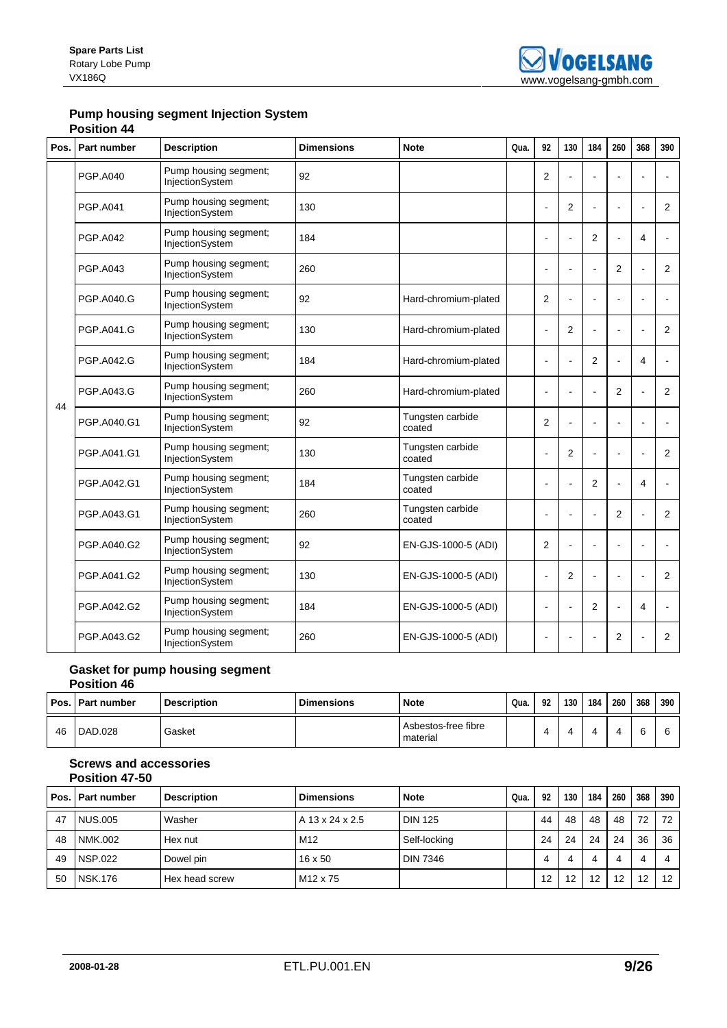## Pump housing segment Injection System

### Position 44

| Pos. | Part number | Description | Dimensions | Note | Qua. | 92 | 130 | 184 | 260 | 368 | 390 |
|---|---|---|---|---|---|---|---|---|---|---|---|
| 44 | PGP.A040 | Pump housing segment; InjectionSystem | 92 | | | 2 | - | - | - | - | - |
| | PGP.A041 | Pump housing segment; InjectionSystem | 130 | | | - | 2 | - | - | - | 2 |
| | PGP.A042 | Pump housing segment; InjectionSystem | 184 | | | - | - | 2 | - | 4 | - |
| | PGP.A043 | Pump housing segment; InjectionSystem | 260 | | | - | - | - | 2 | - | 2 |
| | PGP.A040.G | Pump housing segment; InjectionSystem | 92 | Hard-chromium-plated | | 2 | - | - | - | - | - |
| | PGP.A041.G | Pump housing segment; InjectionSystem | 130 | Hard-chromium-plated | | - | 2 | - | - | - | 2 |
| | PGP.A042.G | Pump housing segment; InjectionSystem | 184 | Hard-chromium-plated | | - | - | 2 | - | 4 | - |
| | PGP.A043.G | Pump housing segment; InjectionSystem | 260 | Hard-chromium-plated | | - | - | - | 2 | - | 2 |
| | PGP.A040.G1 | Pump housing segment; InjectionSystem | 92 | Tungsten carbide coated | | 2 | - | - | - | - | - |
| | PGP.A041.G1 | Pump housing segment; InjectionSystem | 130 | Tungsten carbide coated | | - | 2 | - | - | - | 2 |
| | PGP.A042.G1 | Pump housing segment; InjectionSystem | 184 | Tungsten carbide coated | | - | - | 2 | - | 4 | - |
| | PGP.A043.G1 | Pump housing segment; InjectionSystem | 260 | Tungsten carbide coated | | - | - | - | 2 | - | 2 |
| | PGP.A040.G2 | Pump housing segment; InjectionSystem | 92 | EN-GJS-1000-5 (ADI) | | 2 | - | - | - | - | - |
| | PGP.A041.G2 | Pump housing segment; InjectionSystem | 130 | EN-GJS-1000-5 (ADI) | | - | 2 | - | - | - | 2 |
| | PGP.A042.G2 | Pump housing segment; InjectionSystem | 184 | EN-GJS-1000-5 (ADI) | | - | - | 2 | - | 4 | - |
| | PGP.A043.G2 | Pump housing segment; InjectionSystem | 260 | EN-GJS-1000-5 (ADI) | | - | - | - | 2 | - | 2 |

## Gasket for pump housing segment

### Position 46

| Pos. | Part number | Description | Dimensions | Note | Qua. | 92 | 130 | 184 | 260 | 368 | 390 |
|---|---|---|---|---|---|---|---|---|---|---|---|
| 46 | DAD.028 | Gasket | | Asbestos-free fibre material | | 4 | 4 | 4 | 4 | 6 | 6 |

## Screws and accessories

### Position 47-50

| Pos. | Part number | Description | Dimensions | Note | Qua. | 92 | 130 | 184 | 260 | 368 | 390 |
|---|---|---|---|---|---|---|---|---|---|---|---|
| 47 | NUS.005 | Washer | A 13 x 24 x 2.5 | DIN 125 | | 44 | 48 | 48 | 48 | 72 | 72 |
| 48 | NMK.002 | Hex nut | M12 | Self-locking | | 24 | 24 | 24 | 24 | 36 | 36 |
| 49 | NSP.022 | Dowel pin | 16 x 50 | DIN 7346 | | 4 | 4 | 4 | 4 | 4 | 4 |
| 50 | NSK.176 | Hex head screw | M12 x 75 | | | 12 | 12 | 12 | 12 | 12 | 12 |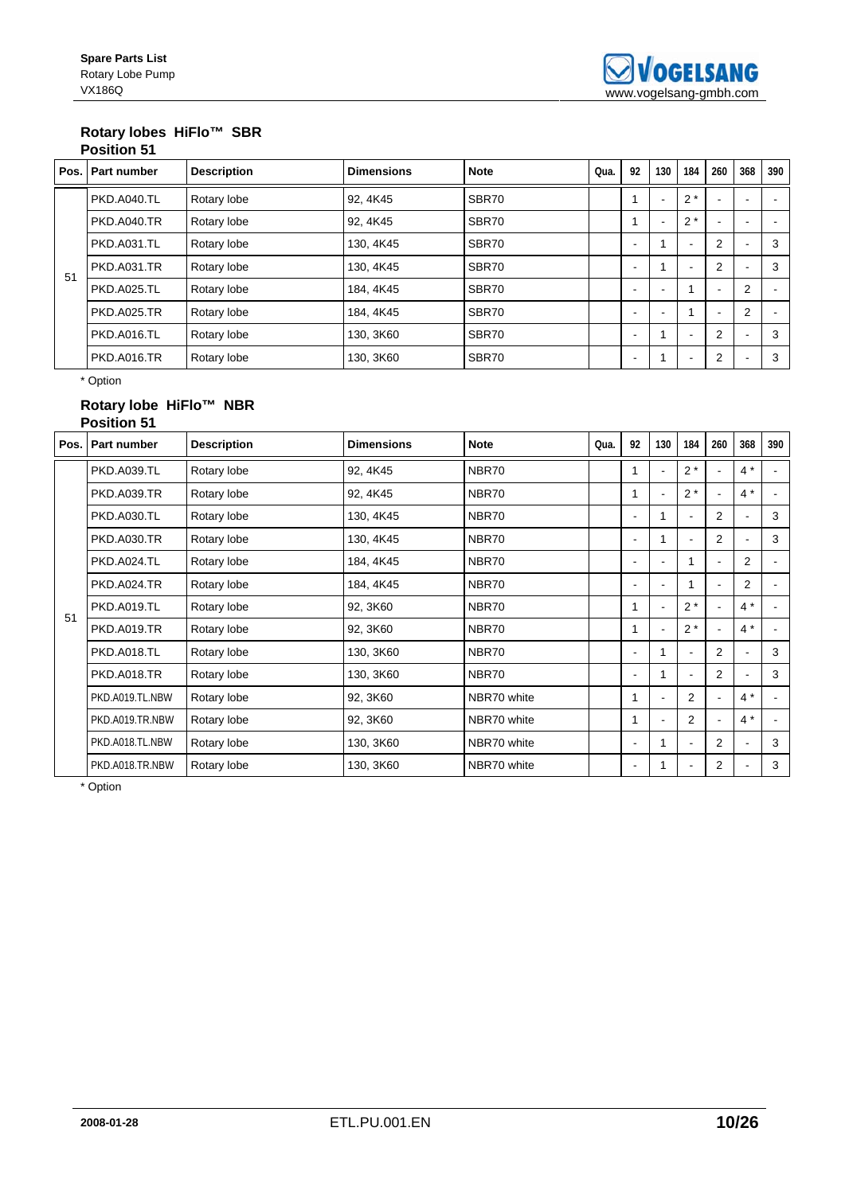## Rotary lobes HiFlo™ SBR
### Position 51

| Pos. | Part number | Description | Dimensions | Note | Qua. | 92 | 130 | 184 | 260 | 368 | 390 |
|---|---|---|---|---|---|---|---|---|---|---|---|
| 51 | PKD.A040.TL | Rotary lobe | 92, 4K45 | SBR70 | | 1 | - | 2 * | - | - | - |
| | PKD.A040.TR | Rotary lobe | 92, 4K45 | SBR70 | | 1 | - | 2 * | - | - | - |
| | PKD.A031.TL | Rotary lobe | 130, 4K45 | SBR70 | | - | 1 | - | 2 | - | 3 |
| | PKD.A031.TR | Rotary lobe | 130, 4K45 | SBR70 | | - | 1 | - | 2 | - | 3 |
| | PKD.A025.TL | Rotary lobe | 184, 4K45 | SBR70 | | - | - | 1 | - | 2 | - |
| | PKD.A025.TR | Rotary lobe | 184, 4K45 | SBR70 | | - | - | 1 | - | 2 | - |
| | PKD.A016.TL | Rotary lobe | 130, 3K60 | SBR70 | | - | 1 | - | 2 | - | 3 |
| | PKD.A016.TR | Rotary lobe | 130, 3K60 | SBR70 | | - | 1 | - | 2 | - | 3 |

\* Option

## Rotary lobe HiFlo™ NBR
### Position 51

| Pos. | Part number | Description | Dimensions | Note | Qua. | 92 | 130 | 184 | 260 | 368 | 390 |
|---|---|---|---|---|---|---|---|---|---|---|---|
| 51 | PKD.A039.TL | Rotary lobe | 92, 4K45 | NBR70 | | 1 | - | 2 * | - | 4 * | - |
| | PKD.A039.TR | Rotary lobe | 92, 4K45 | NBR70 | | 1 | - | 2 * | - | 4 * | - |
| | PKD.A030.TL | Rotary lobe | 130, 4K45 | NBR70 | | - | 1 | - | 2 | - | 3 |
| | PKD.A030.TR | Rotary lobe | 130, 4K45 | NBR70 | | - | 1 | - | 2 | - | 3 |
| | PKD.A024.TL | Rotary lobe | 184, 4K45 | NBR70 | | - | - | 1 | - | 2 | - |
| | PKD.A024.TR | Rotary lobe | 184, 4K45 | NBR70 | | - | - | 1 | - | 2 | - |
| | PKD.A019.TL | Rotary lobe | 92, 3K60 | NBR70 | | 1 | - | 2 * | - | 4 * | - |
| | PKD.A019.TR | Rotary lobe | 92, 3K60 | NBR70 | | 1 | - | 2 * | - | 4 * | - |
| | PKD.A018.TL | Rotary lobe | 130, 3K60 | NBR70 | | - | 1 | - | 2 | - | 3 |
| | PKD.A018.TR | Rotary lobe | 130, 3K60 | NBR70 | | - | 1 | - | 2 | - | 3 |
| | PKD.A019.TL.NBW | Rotary lobe | 92, 3K60 | NBR70 white | | 1 | - | 2 | - | 4 * | - |
| | PKD.A019.TR.NBW | Rotary lobe | 92, 3K60 | NBR70 white | | 1 | - | 2 | - | 4 * | - |
| | PKD.A018.TL.NBW | Rotary lobe | 130, 3K60 | NBR70 white | | - | 1 | - | 2 | - | 3 |
| | PKD.A018.TR.NBW | Rotary lobe | 130, 3K60 | NBR70 white | | - | 1 | - | 2 | - | 3 |

\* Option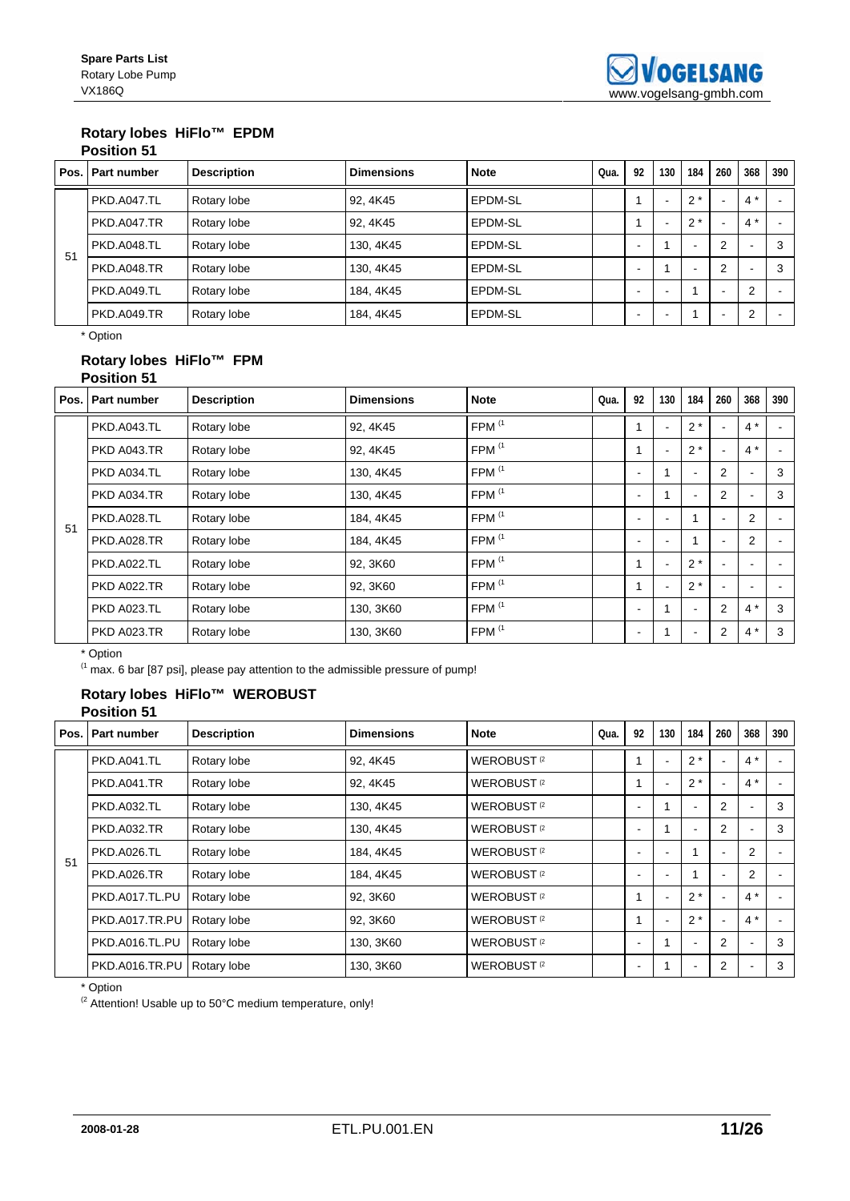## Rotary lobes HiFlo™ EPDM

### Position 51

| Pos. | Part number | Description | Dimensions | Note | Qua. | 92 | 130 | 184 | 260 | 368 | 390 |
|---|---|---|---|---|---|---|---|---|---|---|---|
| 51 | PKD.A047.TL | Rotary lobe | 92, 4K45 | EPDM-SL | | 1 | - | 2 * | - | 4 * | - |
| | PKD.A047.TR | Rotary lobe | 92, 4K45 | EPDM-SL | | 1 | - | 2 * | - | 4 * | - |
| | PKD.A048.TL | Rotary lobe | 130, 4K45 | EPDM-SL | | - | 1 | - | 2 | - | 3 |
| | PKD.A048.TR | Rotary lobe | 130, 4K45 | EPDM-SL | | - | 1 | - | 2 | - | 3 |
| | PKD.A049.TL | Rotary lobe | 184, 4K45 | EPDM-SL | | - | - | 1 | - | 2 | - |
| | PKD.A049.TR | Rotary lobe | 184, 4K45 | EPDM-SL | | - | - | 1 | - | 2 | - |

\* Option

## Rotary lobes HiFlo™ FPM

### Position 51

| Pos. | Part number | Description | Dimensions | Note | Qua. | 92 | 130 | 184 | 260 | 368 | 390 |
|---|---|---|---|---|---|---|---|---|---|---|---|
| 51 | PKD.A043.TL | Rotary lobe | 92, 4K45 | FPM (1 | | 1 | - | 2 * | - | 4 * | - |
| | PKD A043.TR | Rotary lobe | 92, 4K45 | FPM (1 | | 1 | - | 2 * | - | 4 * | - |
| | PKD A034.TL | Rotary lobe | 130, 4K45 | FPM (1 | | - | 1 | - | 2 | - | 3 |
| | PKD A034.TR | Rotary lobe | 130, 4K45 | FPM (1 | | - | 1 | - | 2 | - | 3 |
| | PKD.A028.TL | Rotary lobe | 184, 4K45 | FPM (1 | | - | - | 1 | - | 2 | - |
| | PKD.A028.TR | Rotary lobe | 184, 4K45 | FPM (1 | | - | - | 1 | - | 2 | - |
| | PKD.A022.TL | Rotary lobe | 92, 3K60 | FPM (1 | | 1 | - | 2 * | - | - | - |
| | PKD A022.TR | Rotary lobe | 92, 3K60 | FPM (1 | | 1 | - | 2 * | - | - | - |
| | PKD A023.TL | Rotary lobe | 130, 3K60 | FPM (1 | | - | 1 | - | 2 | 4 * | 3 |
| | PKD A023.TR | Rotary lobe | 130, 3K60 | FPM (1 | | - | 1 | - | 2 | 4 * | 3 |

\* Option

(1 max. 6 bar [87 psi], please pay attention to the admissible pressure of pump!

## Rotary lobes HiFlo™ WEROBUST

### Position 51

| Pos. | Part number | Description | Dimensions | Note | Qua. | 92 | 130 | 184 | 260 | 368 | 390 |
|---|---|---|---|---|---|---|---|---|---|---|---|
| 51 | PKD.A041.TL | Rotary lobe | 92, 4K45 | WEROBUST (2 | | 1 | - | 2 * | - | 4 * | - |
| | PKD.A041.TR | Rotary lobe | 92, 4K45 | WEROBUST (2 | | 1 | - | 2 * | - | 4 * | - |
| | PKD.A032.TL | Rotary lobe | 130, 4K45 | WEROBUST (2 | | - | 1 | - | 2 | - | 3 |
| | PKD.A032.TR | Rotary lobe | 130, 4K45 | WEROBUST (2 | | - | 1 | - | 2 | - | 3 |
| | PKD.A026.TL | Rotary lobe | 184, 4K45 | WEROBUST (2 | | - | - | 1 | - | 2 | - |
| | PKD.A026.TR | Rotary lobe | 184, 4K45 | WEROBUST (2 | | - | - | 1 | - | 2 | - |
| | PKD.A017.TL.PU | Rotary lobe | 92, 3K60 | WEROBUST (2 | | 1 | - | 2 * | - | 4 * | - |
| | PKD.A017.TR.PU | Rotary lobe | 92, 3K60 | WEROBUST (2 | | 1 | - | 2 * | - | 4 * | - |
| | PKD.A016.TL.PU | Rotary lobe | 130, 3K60 | WEROBUST (2 | | - | 1 | - | 2 | - | 3 |
| | PKD.A016.TR.PU | Rotary lobe | 130, 3K60 | WEROBUST (2 | | - | 1 | - | 2 | - | 3 |

\* Option

(2 Attention! Usable up to 50°C medium temperature, only!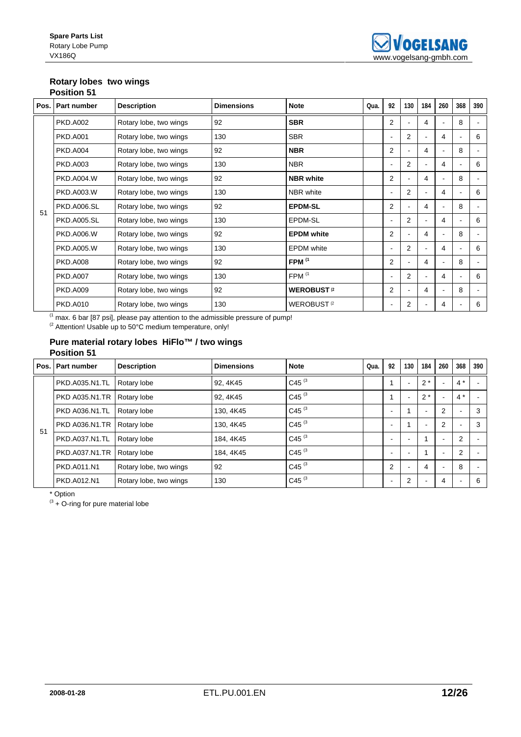## Rotary lobes two wings
### Position 51

| Pos. | Part number | Description | Dimensions | Note | Qua. | 92 | 130 | 184 | 260 | 368 | 390 |
|---|---|---|---|---|---|---|---|---|---|---|---|
| 51 | PKD.A002 | Rotary lobe, two wings | 92 | **SBR** | | 2 | - | 4 | - | 8 | - |
| | PKD.A001 | Rotary lobe, two wings | 130 | SBR | | - | 2 | - | 4 | - | 6 |
| | PKD.A004 | Rotary lobe, two wings | 92 | **NBR** | | 2 | - | 4 | - | 8 | - |
| | PKD.A003 | Rotary lobe, two wings | 130 | NBR | | - | 2 | - | 4 | - | 6 |
| | PKD.A004.W | Rotary lobe, two wings | 92 | **NBR white** | | 2 | - | 4 | - | 8 | - |
| | PKD.A003.W | Rotary lobe, two wings | 130 | NBR white | | - | 2 | - | 4 | - | 6 |
| | PKD.A006.SL | Rotary lobe, two wings | 92 | **EPDM-SL** | | 2 | - | 4 | - | 8 | - |
| | PKD.A005.SL | Rotary lobe, two wings | 130 | EPDM-SL | | - | 2 | - | 4 | - | 6 |
| | PKD.A006.W | Rotary lobe, two wings | 92 | **EPDM white** | | 2 | - | 4 | - | 8 | - |
| | PKD.A005.W | Rotary lobe, two wings | 130 | EPDM white | | - | 2 | - | 4 | - | 6 |
| | PKD.A008 | Rotary lobe, two wings | 92 | **FPM** (1 | | 2 | - | 4 | - | 8 | - |
| | PKD.A007 | Rotary lobe, two wings | 130 | FPM (1 | | - | 2 | - | 4 | - | 6 |
| | PKD.A009 | Rotary lobe, two wings | 92 | **WEROBUST** (2 | | 2 | - | 4 | - | 8 | - |
| | PKD.A010 | Rotary lobe, two wings | 130 | WEROBUST (2 | | - | 2 | - | 4 | - | 6 |

(1 max. 6 bar [87 psi], please pay attention to the admissible pressure of pump!
(2 Attention! Usable up to 50°C medium temperature, only!

## Pure material rotary lobes HiFlo™ / two wings
### Position 51

| Pos. | Part number | Description | Dimensions | Note | Qua. | 92 | 130 | 184 | 260 | 368 | 390 |
|---|---|---|---|---|---|---|---|---|---|---|---|
| 51 | PKD.A035.N1.TL | Rotary lobe | 92, 4K45 | C45 (3 | | 1 | - | 2 * | - | 4 * | - |
| | PKD A035.N1.TR | Rotary lobe | 92, 4K45 | C45 (3 | | 1 | - | 2 * | - | 4 * | - |
| | PKD A036.N1.TL | Rotary lobe | 130, 4K45 | C45 (3 | | - | 1 | - | 2 | - | 3 |
| | PKD A036.N1.TR | Rotary lobe | 130, 4K45 | C45 (3 | | - | 1 | - | 2 | - | 3 |
| | PKD.A037.N1.TL | Rotary lobe | 184, 4K45 | C45 (3 | | - | - | 1 | - | 2 | - |
| | PKD.A037.N1.TR | Rotary lobe | 184, 4K45 | C45 (3 | | - | - | 1 | - | 2 | - |
| | PKD.A011.N1 | Rotary lobe, two wings | 92 | C45 (3 | | 2 | - | 4 | - | 8 | - |
| | PKD.A012.N1 | Rotary lobe, two wings | 130 | C45 (3 | | - | 2 | - | 4 | - | 6 |

* Option
(3 + O-ring for pure material lobe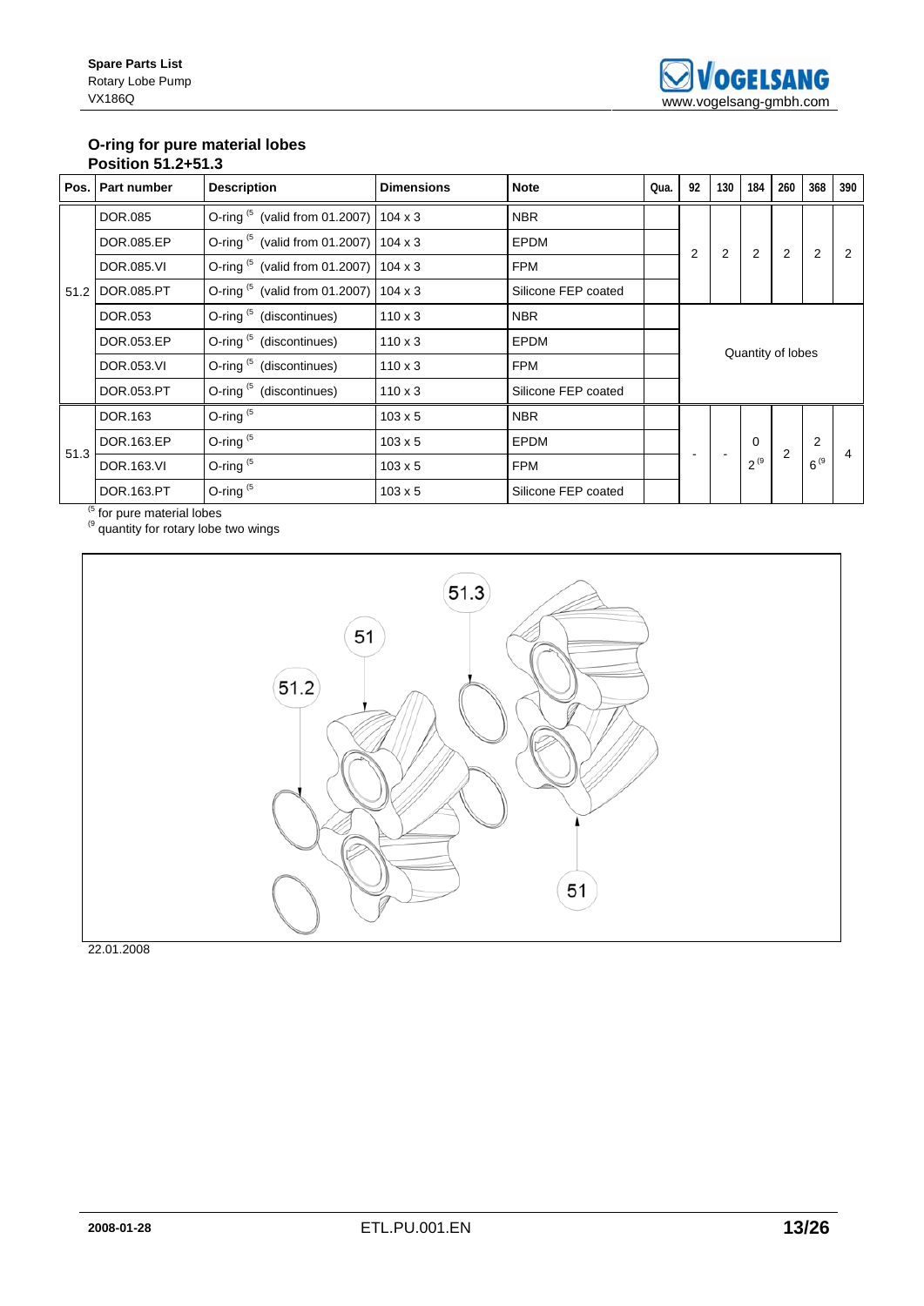## O-ring for pure material lobes
## Position 51.2+51.3

| Pos. | Part number | Description | Dimensions | Note | Qua. | 92 | 130 | 184 | 260 | 368 | 390 |
|---|---|---|---|---|---|---|---|---|---|---|---|
| 51.2 | DOR.085 | O-ring [5] (valid from 01.2007) | 104 x 3 | NBR | | 2 | 2 | 2 | 2 | 2 | 2 |
| | DOR.085.EP | O-ring [5] (valid from 01.2007) | 104 x 3 | EPDM | | | | | | | |
| | DOR.085.VI | O-ring [5] (valid from 01.2007) | 104 x 3 | FPM | | | | | | | |
| | DOR.085.PT | O-ring [5] (valid from 01.2007) | 104 x 3 | Silicone FEP coated | | | | | | | |
| | DOR.053 | O-ring [5] (discontinues) | 110 x 3 | NBR | | Quantity of lobes | | | | | |
| | DOR.053.EP | O-ring [5] (discontinues) | 110 x 3 | EPDM | | | | | | | |
| | DOR.053.VI | O-ring [5] (discontinues) | 110 x 3 | FPM | | | | | | | |
| | DOR.053.PT | O-ring [5] (discontinues) | 110 x 3 | Silicone FEP coated | | | | | | | |
| 51.3 | DOR.163 | O-ring [5] | 103 x 5 | NBR | | - | - | 0<br>2 [9] | 2 | 2<br>6 [9] | 4 |
| | DOR.163.EP | O-ring [5] | 103 x 5 | EPDM | | | | | | | |
| | DOR.163.VI | O-ring [5] | 103 x 5 | FPM | | | | | | | |
| | DOR.163.PT | O-ring [5] | 103 x 5 | Silicone FEP coated | | | | | | | |

[5] for pure material lobes
[9] quantity for rotary lobe two wings

22.01.2008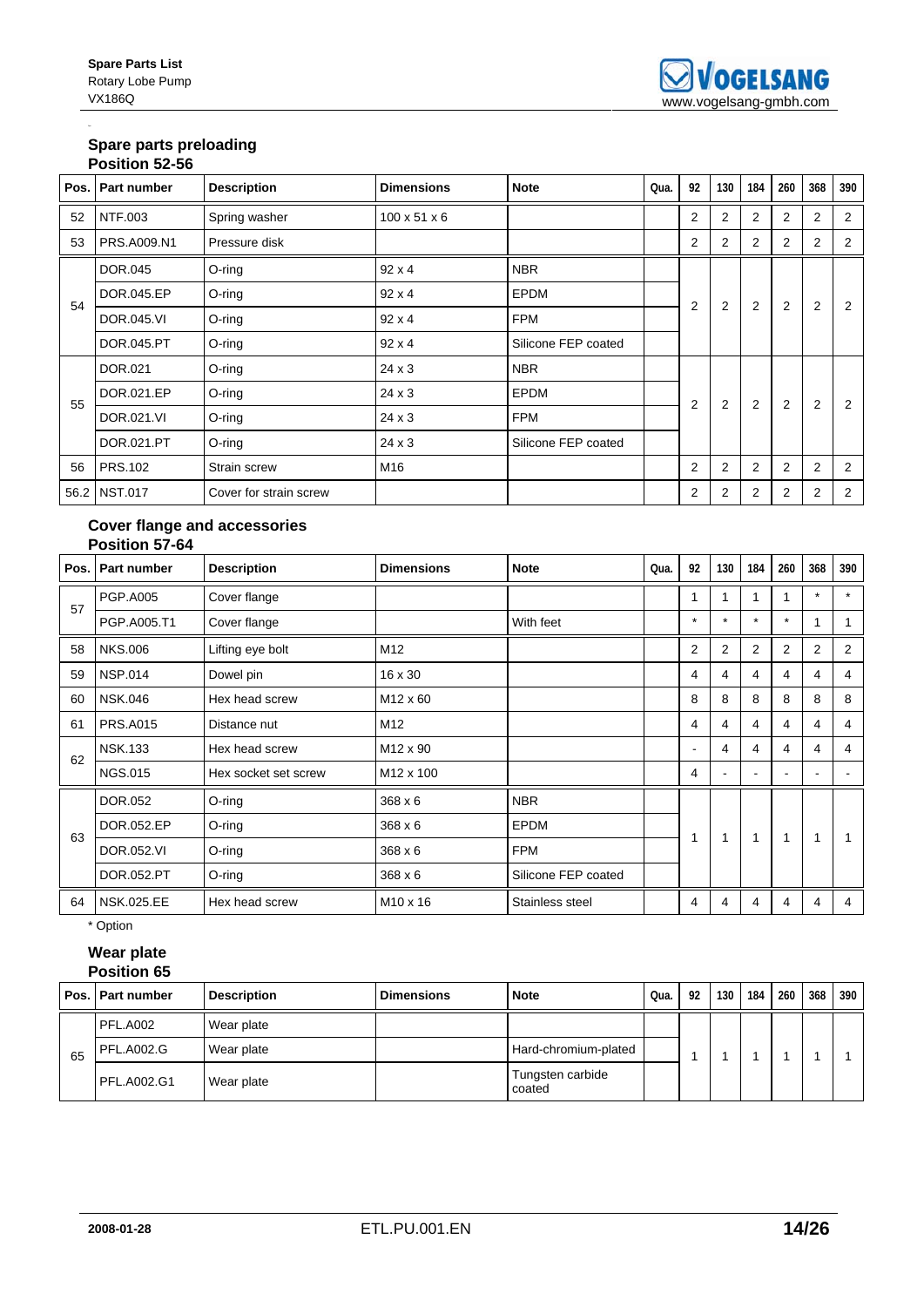## Spare parts preloading
### Position 52-56

| Pos. | Part number | Description | Dimensions | Note | Qua. | 92 | 130 | 184 | 260 | 368 | 390 |
|---|---|---|---|---|---|---|---|---|---|---|---|
| 52 | NTF.003 | Spring washer | 100 x 51 x 6 | | | 2 | 2 | 2 | 2 | 2 | 2 |
| 53 | PRS.A009.N1 | Pressure disk | | | | 2 | 2 | 2 | 2 | 2 | 2 |
| 54 | DOR.045 | O-ring | 92 x 4 | NBR | | 2 | 2 | 2 | 2 | 2 | 2 |
| | DOR.045.EP | O-ring | 92 x 4 | EPDM | | | | | | | |
| | DOR.045.VI | O-ring | 92 x 4 | FPM | | | | | | | |
| | DOR.045.PT | O-ring | 92 x 4 | Silicone FEP coated | | | | | | | |
| 55 | DOR.021 | O-ring | 24 x 3 | NBR | | 2 | 2 | 2 | 2 | 2 | 2 |
| | DOR.021.EP | O-ring | 24 x 3 | EPDM | | | | | | | |
| | DOR.021.VI | O-ring | 24 x 3 | FPM | | | | | | | |
| | DOR.021.PT | O-ring | 24 x 3 | Silicone FEP coated | | | | | | | |
| 56 | PRS.102 | Strain screw | M16 | | | 2 | 2 | 2 | 2 | 2 | 2 |
| 56.2 | NST.017 | Cover for strain screw | | | | 2 | 2 | 2 | 2 | 2 | 2 |

## Cover flange and accessories
### Position 57-64

| Pos. | Part number | Description | Dimensions | Note | Qua. | 92 | 130 | 184 | 260 | 368 | 390 |
|---|---|---|---|---|---|---|---|---|---|---|---|
| 57 | PGP.A005 | Cover flange | | | | 1 | 1 | 1 | 1 | * | * |
| | PGP.A005.T1 | Cover flange | | With feet | | * | * | * | * | 1 | 1 |
| 58 | NKS.006 | Lifting eye bolt | M12 | | | 2 | 2 | 2 | 2 | 2 | 2 |
| 59 | NSP.014 | Dowel pin | 16 x 30 | | | 4 | 4 | 4 | 4 | 4 | 4 |
| 60 | NSK.046 | Hex head screw | M12 x 60 | | | 8 | 8 | 8 | 8 | 8 | 8 |
| 61 | PRS.A015 | Distance nut | M12 | | | 4 | 4 | 4 | 4 | 4 | 4 |
| 62 | NSK.133 | Hex head screw | M12 x 90 | | | - | 4 | 4 | 4 | 4 | 4 |
| | NGS.015 | Hex socket set screw | M12 x 100 | | | 4 | - | - | - | - | - |
| 63 | DOR.052 | O-ring | 368 x 6 | NBR | | 1 | 1 | 1 | 1 | 1 | 1 |
| | DOR.052.EP | O-ring | 368 x 6 | EPDM | | | | | | | |
| | DOR.052.VI | O-ring | 368 x 6 | FPM | | | | | | | |
| | DOR.052.PT | O-ring | 368 x 6 | Silicone FEP coated | | | | | | | |
| 64 | NSK.025.EE | Hex head screw | M10 x 16 | Stainless steel | | 4 | 4 | 4 | 4 | 4 | 4 |

* Option

## Wear plate
### Position 65

| Pos. | Part number | Description | Dimensions | Note | Qua. | 92 | 130 | 184 | 260 | 368 | 390 |
|---|---|---|---|---|---|---|---|---|---|---|---|
| 65 | PFL.A002 | Wear plate | | | | 1 | 1 | 1 | 1 | 1 | 1 |
| | PFL.A002.G | Wear plate | | Hard-chromium-plated | | | | | | | |
| | PFL.A002.G1 | Wear plate | | Tungsten carbide coated | | | | | | | |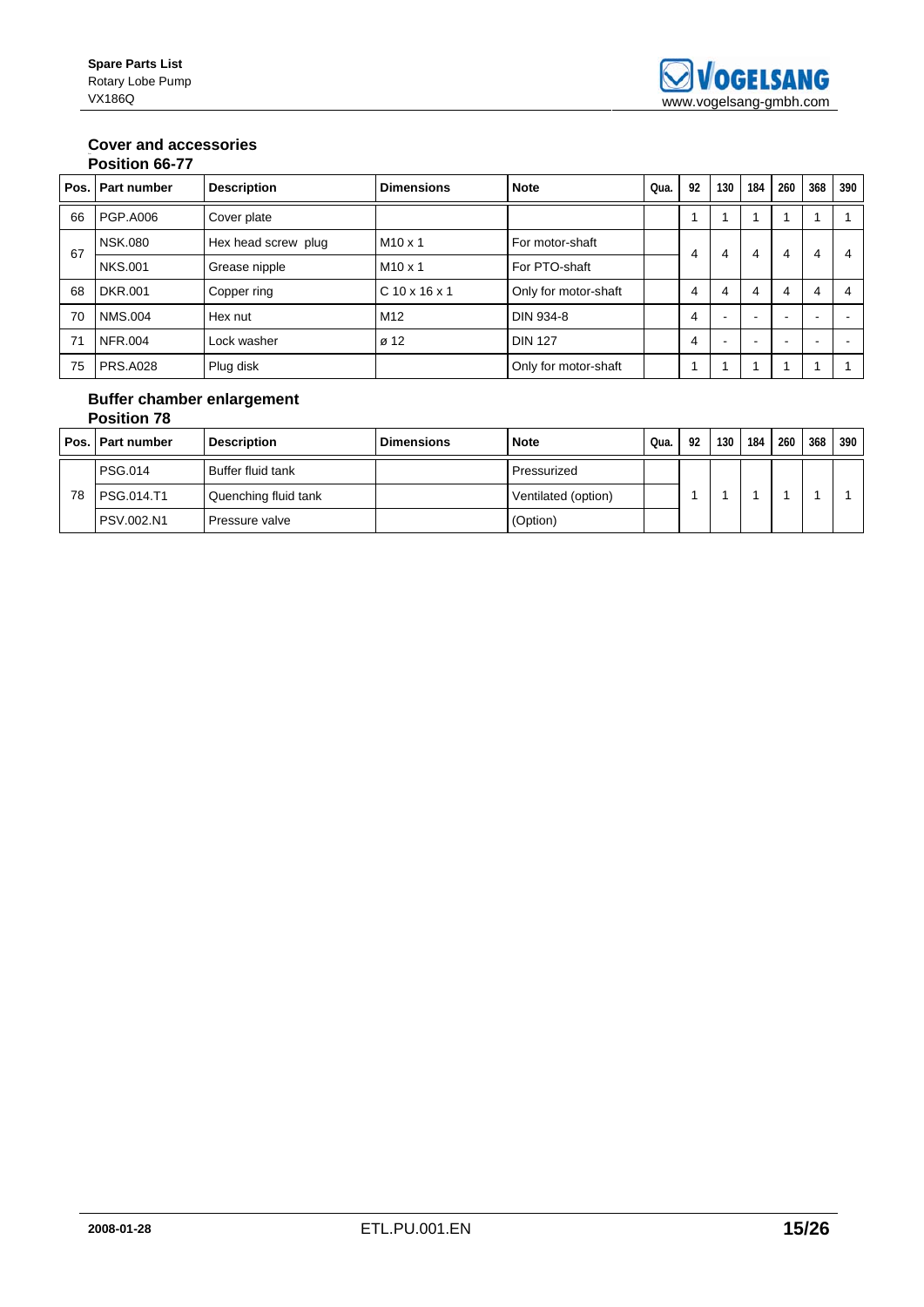## Cover and accessories

### Position 66-77

| Pos. | Part number | Description | Dimensions | Note | Qua. | 92 | 130 | 184 | 260 | 368 | 390 |
|---|---|---|---|---|---|---|---|---|---|---|---|
| 66 | PGP.A006 | Cover plate | | | | 1 | 1 | 1 | 1 | 1 | 1 |
| 67 | NSK.080 | Hex head screw plug | M10 x 1 | For motor-shaft | | 4 | 4 | 4 | 4 | 4 | 4 |
| | NKS.001 | Grease nipple | M10 x 1 | For PTO-shaft | | | | | | | |
| 68 | DKR.001 | Copper ring | C 10 x 16 x 1 | Only for motor-shaft | | 4 | 4 | 4 | 4 | 4 | 4 |
| 70 | NMS.004 | Hex nut | M12 | DIN 934-8 | | 4 | - | - | - | - | - |
| 71 | NFR.004 | Lock washer | ø 12 | DIN 127 | | 4 | - | - | - | - | - |
| 75 | PRS.A028 | Plug disk | | Only for motor-shaft | | 1 | 1 | 1 | 1 | 1 | 1 |

## Buffer chamber enlargement

### Position 78

| Pos. | Part number | Description | Dimensions | Note | Qua. | 92 | 130 | 184 | 260 | 368 | 390 |
|---|---|---|---|---|---|---|---|---|---|---|---|
| 78 | PSG.014 | Buffer fluid tank | | Pressurized | | 1 | 1 | 1 | 1 | 1 | 1 |
| | PSG.014.T1 | Quenching fluid tank | | Ventilated (option) | | | | | | | |
| | PSV.002.N1 | Pressure valve | | (Option) | | | | | | | |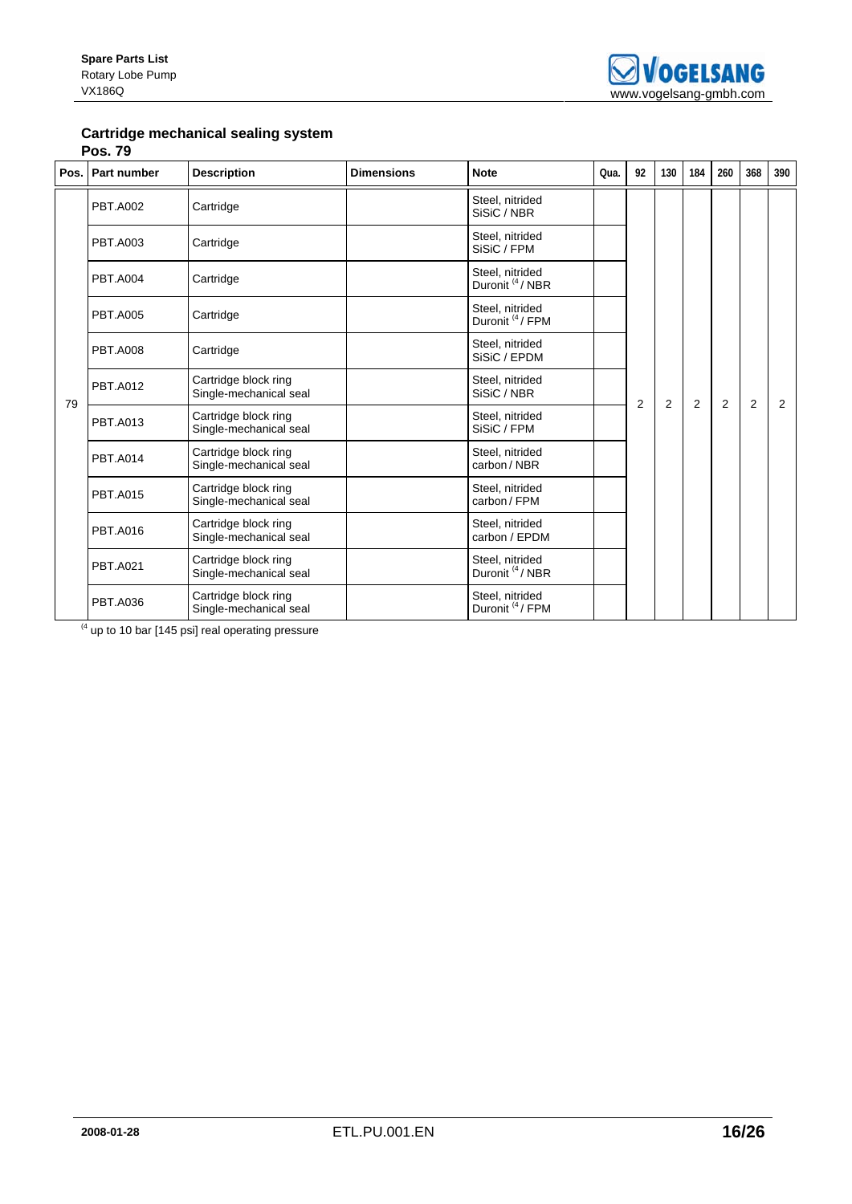## Cartridge mechanical sealing system

**Pos. 79**

| Pos. | Part number | Description | Dimensions | Note | Qua. | 92 | 130 | 184 | 260 | 368 | 390 |
|---|---|---|---|---|---|---|---|---|---|---|---|
| 79 | PBT.A002 | Cartridge | | Steel, nitrided SiSiC / NBR | | 2 | 2 | 2 | 2 | 2 | 2 |
| | PBT.A003 | Cartridge | | Steel, nitrided SiSiC / FPM | | | | | | | |
| | PBT.A004 | Cartridge | | Steel, nitrided Duronit [4] / NBR | | | | | | | |
| | PBT.A005 | Cartridge | | Steel, nitrided Duronit [4] / FPM | | | | | | | |
| | PBT.A008 | Cartridge | | Steel, nitrided SiSiC / EPDM | | | | | | | |
| | PBT.A012 | Cartridge block ring Single-mechanical seal | | Steel, nitrided SiSiC / NBR | | | | | | | |
| | PBT.A013 | Cartridge block ring Single-mechanical seal | | Steel, nitrided SiSiC / FPM | | | | | | | |
| | PBT.A014 | Cartridge block ring Single-mechanical seal | | Steel, nitrided carbon / NBR | | | | | | | |
| | PBT.A015 | Cartridge block ring Single-mechanical seal | | Steel, nitrided carbon / FPM | | | | | | | |
| | PBT.A016 | Cartridge block ring Single-mechanical seal | | Steel, nitrided carbon / EPDM | | | | | | | |
| | PBT.A021 | Cartridge block ring Single-mechanical seal | | Steel, nitrided Duronit [4] / NBR | | | | | | | |
| | PBT.A036 | Cartridge block ring Single-mechanical seal | | Steel, nitrided Duronit [4] / FPM | | | | | | | |

[4] up to 10 bar [145 psi] real operating pressure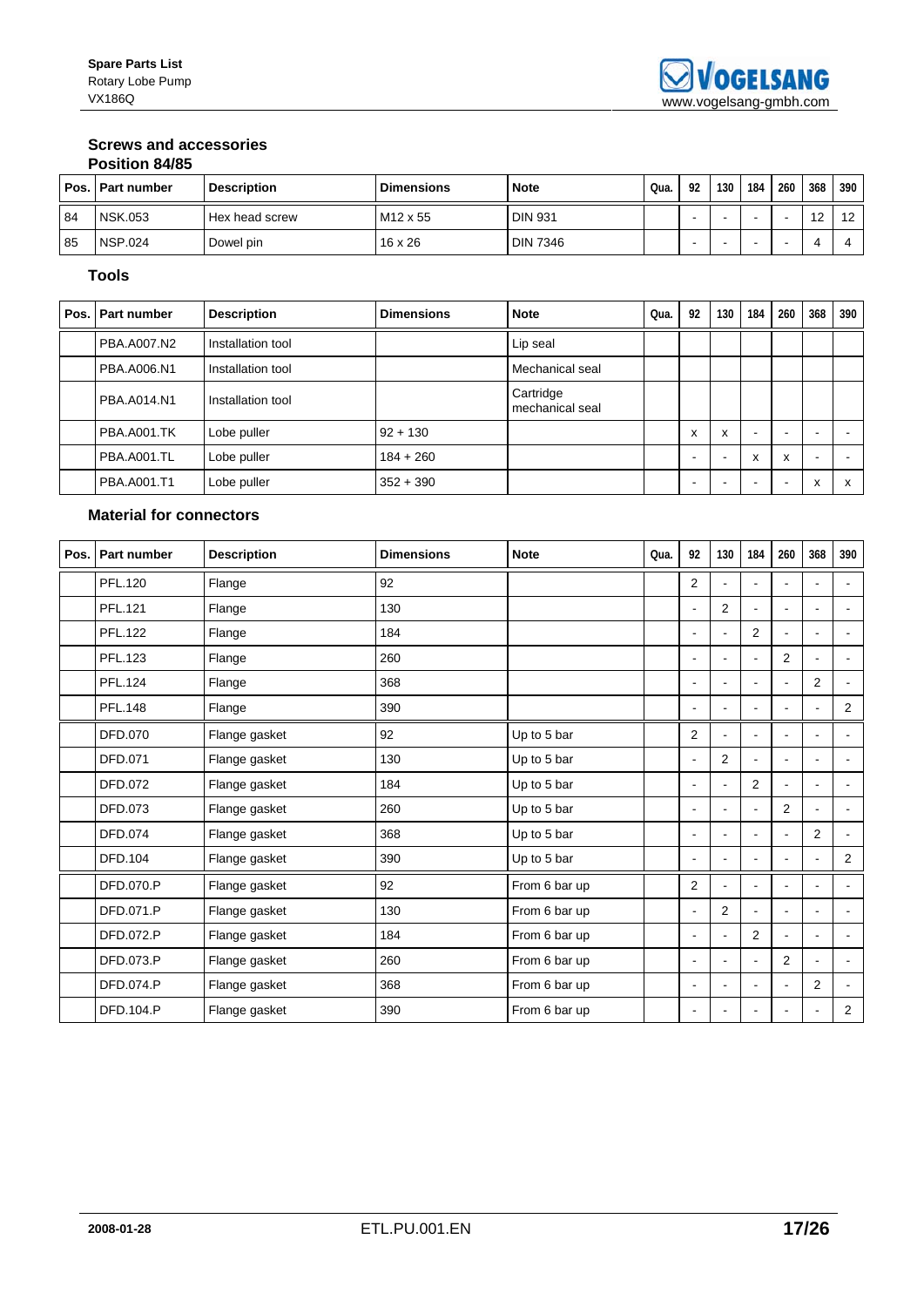## Screws and accessories

### Position 84/85

| Pos. | Part number | Description | Dimensions | Note | Qua. | 92 | 130 | 184 | 260 | 368 | 390 |
|---|---|---|---|---|---|---|---|---|---|---|---|
| 84 | NSK.053 | Hex head screw | M12 x 55 | DIN 931 | | - | - | - | - | 12 | 12 |
| 85 | NSP.024 | Dowel pin | 16 x 26 | DIN 7346 | | - | - | - | - | 4 | 4 |

## Tools

| Pos. | Part number | Description | Dimensions | Note | Qua. | 92 | 130 | 184 | 260 | 368 | 390 |
|---|---|---|---|---|---|---|---|---|---|---|---|
| | PBA.A007.N2 | Installation tool | | Lip seal | | | | | | | |
| | PBA.A006.N1 | Installation tool | | Mechanical seal | | | | | | | |
| | PBA.A014.N1 | Installation tool | | Cartridge mechanical seal | | | | | | | |
| | PBA.A001.TK | Lobe puller | 92 + 130 | | | x | x | - | - | - | - |
| | PBA.A001.TL | Lobe puller | 184 + 260 | | | - | - | x | x | - | - |
| | PBA.A001.T1 | Lobe puller | 352 + 390 | | | - | - | - | - | x | x |

## Material for connectors

| Pos. | Part number | Description | Dimensions | Note | Qua. | 92 | 130 | 184 | 260 | 368 | 390 |
|---|---|---|---|---|---|---|---|---|---|---|---|
| | PFL.120 | Flange | 92 | | | 2 | - | - | - | - | - |
| | PFL.121 | Flange | 130 | | | - | 2 | - | - | - | - |
| | PFL.122 | Flange | 184 | | | - | - | 2 | - | - | - |
| | PFL.123 | Flange | 260 | | | - | - | - | 2 | - | - |
| | PFL.124 | Flange | 368 | | | - | - | - | - | 2 | - |
| | PFL.148 | Flange | 390 | | | - | - | - | - | - | 2 |
| | DFD.070 | Flange gasket | 92 | Up to 5 bar | | 2 | - | - | - | - | - |
| | DFD.071 | Flange gasket | 130 | Up to 5 bar | | - | 2 | - | - | - | - |
| | DFD.072 | Flange gasket | 184 | Up to 5 bar | | - | - | 2 | - | - | - |
| | DFD.073 | Flange gasket | 260 | Up to 5 bar | | - | - | - | 2 | - | - |
| | DFD.074 | Flange gasket | 368 | Up to 5 bar | | - | - | - | - | 2 | - |
| | DFD.104 | Flange gasket | 390 | Up to 5 bar | | - | - | - | - | - | 2 |
| | DFD.070.P | Flange gasket | 92 | From 6 bar up | | 2 | - | - | - | - | - |
| | DFD.071.P | Flange gasket | 130 | From 6 bar up | | - | 2 | - | - | - | - |
| | DFD.072.P | Flange gasket | 184 | From 6 bar up | | - | - | 2 | - | - | - |
| | DFD.073.P | Flange gasket | 260 | From 6 bar up | | - | - | - | 2 | - | - |
| | DFD.074.P | Flange gasket | 368 | From 6 bar up | | - | - | - | - | 2 | - |
| | DFD.104.P | Flange gasket | 390 | From 6 bar up | | - | - | - | - | - | 2 |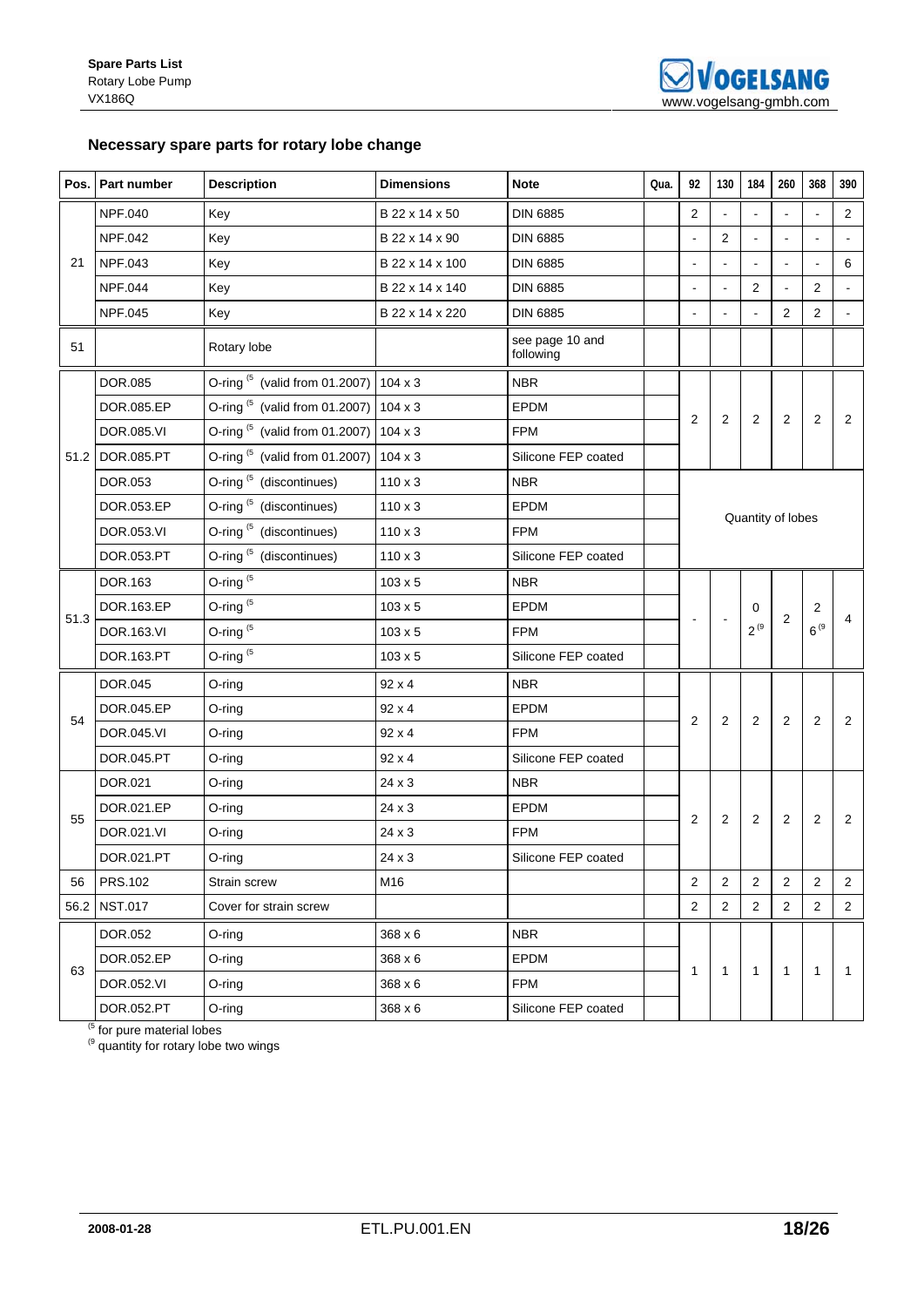## Necessary spare parts for rotary lobe change

| Pos. | Part number | Description | Dimensions | Note | Qua. | 92 | 130 | 184 | 260 | 368 | 390 |
|---|---|---|---|---|---|---|---|---|---|---|---|
| 21 | NPF.040 | Key | B 22 x 14 x 50 | DIN 6885 | | 2 | - | - | - | - | 2 |
| | NPF.042 | Key | B 22 x 14 x 90 | DIN 6885 | | - | 2 | - | - | - | - |
| | NPF.043 | Key | B 22 x 14 x 100 | DIN 6885 | | - | - | - | - | - | 6 |
| | NPF.044 | Key | B 22 x 14 x 140 | DIN 6885 | | - | - | 2 | - | 2 | - |
| | NPF.045 | Key | B 22 x 14 x 220 | DIN 6885 | | - | - | - | 2 | 2 | - |
| 51 | | Rotary lobe | | see page 10 and following | | | | | | | |
| 51.2 | DOR.085 | O-ring [5] (valid from 01.2007) | 104 x 3 | NBR | | 2 | 2 | 2 | 2 | 2 | 2 |
| | DOR.085.EP | O-ring [5] (valid from 01.2007) | 104 x 3 | EPDM | | | | | | | |
| | DOR.085.VI | O-ring [5] (valid from 01.2007) | 104 x 3 | FPM | | | | | | | |
| | DOR.085.PT | O-ring [5] (valid from 01.2007) | 104 x 3 | Silicone FEP coated | | | | | | | |
| | DOR.053 | O-ring [5] (discontinues) | 110 x 3 | NBR | | Quantity of lobes | | | | | |
| | DOR.053.EP | O-ring [5] (discontinues) | 110 x 3 | EPDM | | | | | | | |
| | DOR.053.VI | O-ring [5] (discontinues) | 110 x 3 | FPM | | | | | | | |
| | DOR.053.PT | O-ring [5] (discontinues) | 110 x 3 | Silicone FEP coated | | | | | | | |
| 51.3 | DOR.163 | O-ring [5] | 103 x 5 | NBR | | - | - | 0<br>2 [9] | 2 | 2<br>6 [9] | 4 |
| | DOR.163.EP | O-ring [5] | 103 x 5 | EPDM | | | | | | | |
| | DOR.163.VI | O-ring [5] | 103 x 5 | FPM | | | | | | | |
| | DOR.163.PT | O-ring [5] | 103 x 5 | Silicone FEP coated | | | | | | | |
| 54 | DOR.045 | O-ring | 92 x 4 | NBR | | 2 | 2 | 2 | 2 | 2 | 2 |
| | DOR.045.EP | O-ring | 92 x 4 | EPDM | | | | | | | |
| | DOR.045.VI | O-ring | 92 x 4 | FPM | | | | | | | |
| | DOR.045.PT | O-ring | 92 x 4 | Silicone FEP coated | | | | | | | |
| 55 | DOR.021 | O-ring | 24 x 3 | NBR | | 2 | 2 | 2 | 2 | 2 | 2 |
| | DOR.021.EP | O-ring | 24 x 3 | EPDM | | | | | | | |
| | DOR.021.VI | O-ring | 24 x 3 | FPM | | | | | | | |
| | DOR.021.PT | O-ring | 24 x 3 | Silicone FEP coated | | | | | | | |
| 56 | PRS.102 | Strain screw | M16 | | | 2 | 2 | 2 | 2 | 2 | 2 |
| 56.2 | NST.017 | Cover for strain screw | | | | 2 | 2 | 2 | 2 | 2 | 2 |
| 63 | DOR.052 | O-ring | 368 x 6 | NBR | | 1 | 1 | 1 | 1 | 1 | 1 |
| | DOR.052.EP | O-ring | 368 x 6 | EPDM | | | | | | | |
| | DOR.052.VI | O-ring | 368 x 6 | FPM | | | | | | | |
| | DOR.052.PT | O-ring | 368 x 6 | Silicone FEP coated | | | | | | | |

[5] for pure material lobes
[9] quantity for rotary lobe two wings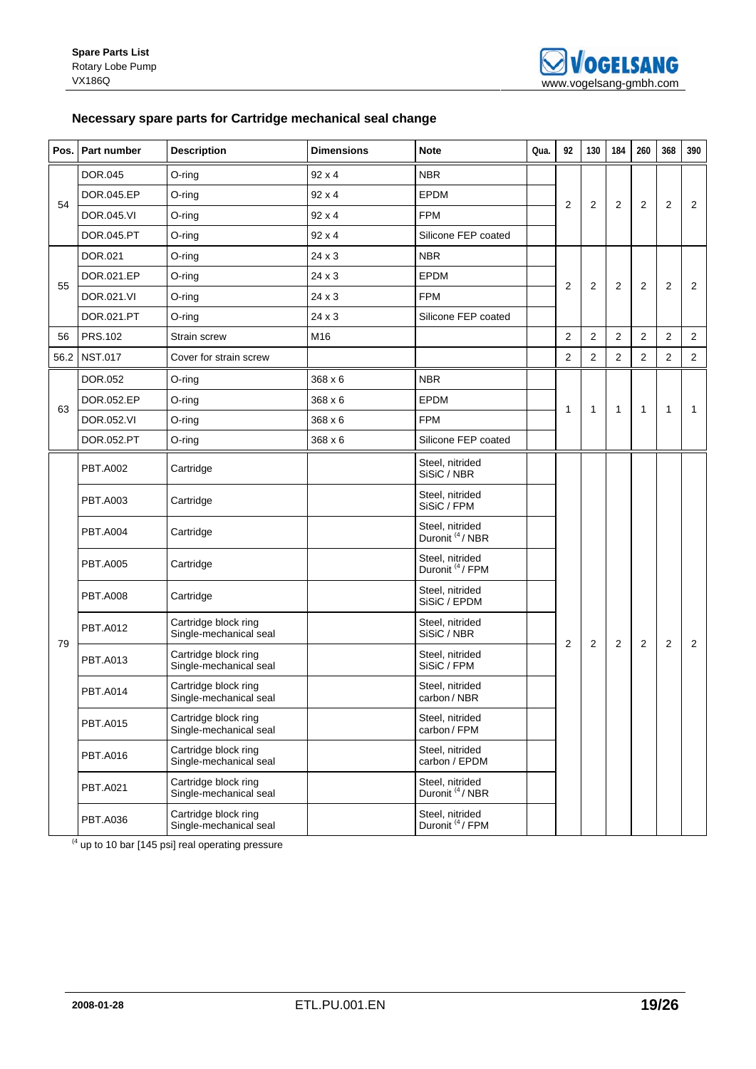## Necessary spare parts for Cartridge mechanical seal change

| Pos. | Part number | Description | Dimensions | Note | Qua. | 92 | 130 | 184 | 260 | 368 | 390 |
|---|---|---|---|---|---|---|---|---|---|---|---|
| 54 | DOR.045 | O-ring | 92 x 4 | NBR | | 2 | 2 | 2 | 2 | 2 | 2 |
| | DOR.045.EP | O-ring | 92 x 4 | EPDM | | | | | | | |
| | DOR.045.VI | O-ring | 92 x 4 | FPM | | | | | | | |
| | DOR.045.PT | O-ring | 92 x 4 | Silicone FEP coated | | | | | | | |
| 55 | DOR.021 | O-ring | 24 x 3 | NBR | | 2 | 2 | 2 | 2 | 2 | 2 |
| | DOR.021.EP | O-ring | 24 x 3 | EPDM | | | | | | | |
| | DOR.021.VI | O-ring | 24 x 3 | FPM | | | | | | | |
| | DOR.021.PT | O-ring | 24 x 3 | Silicone FEP coated | | | | | | | |
| 56 | PRS.102 | Strain screw | M16 | | | 2 | 2 | 2 | 2 | 2 | 2 |
| 56.2 | NST.017 | Cover for strain screw | | | | 2 | 2 | 2 | 2 | 2 | 2 |
| 63 | DOR.052 | O-ring | 368 x 6 | NBR | | 1 | 1 | 1 | 1 | 1 | 1 |
| | DOR.052.EP | O-ring | 368 x 6 | EPDM | | | | | | | |
| | DOR.052.VI | O-ring | 368 x 6 | FPM | | | | | | | |
| | DOR.052.PT | O-ring | 368 x 6 | Silicone FEP coated | | | | | | | |
| 79 | PBT.A002 | Cartridge | | Steel, nitrided SiSiC / NBR | | 2 | 2 | 2 | 2 | 2 | 2 |
| | PBT.A003 | Cartridge | | Steel, nitrided SiSiC / FPM | | | | | | | |
| | PBT.A004 | Cartridge | | Steel, nitrided Duronit [4] / NBR | | | | | | | |
| | PBT.A005 | Cartridge | | Steel, nitrided Duronit [4] / FPM | | | | | | | |
| | PBT.A008 | Cartridge | | Steel, nitrided SiSiC / EPDM | | | | | | | |
| | PBT.A012 | Cartridge block ring Single-mechanical seal | | Steel, nitrided SiSiC / NBR | | | | | | | |
| | PBT.A013 | Cartridge block ring Single-mechanical seal | | Steel, nitrided SiSiC / FPM | | | | | | | |
| | PBT.A014 | Cartridge block ring Single-mechanical seal | | Steel, nitrided carbon / NBR | | | | | | | |
| | PBT.A015 | Cartridge block ring Single-mechanical seal | | Steel, nitrided carbon / FPM | | | | | | | |
| | PBT.A016 | Cartridge block ring Single-mechanical seal | | Steel, nitrided carbon / EPDM | | | | | | | |
| | PBT.A021 | Cartridge block ring Single-mechanical seal | | Steel, nitrided Duronit [4] / NBR | | | | | | | |
| | PBT.A036 | Cartridge block ring Single-mechanical seal | | Steel, nitrided Duronit [4] / FPM | | | | | | | |

[4] up to 10 bar [145 psi] real operating pressure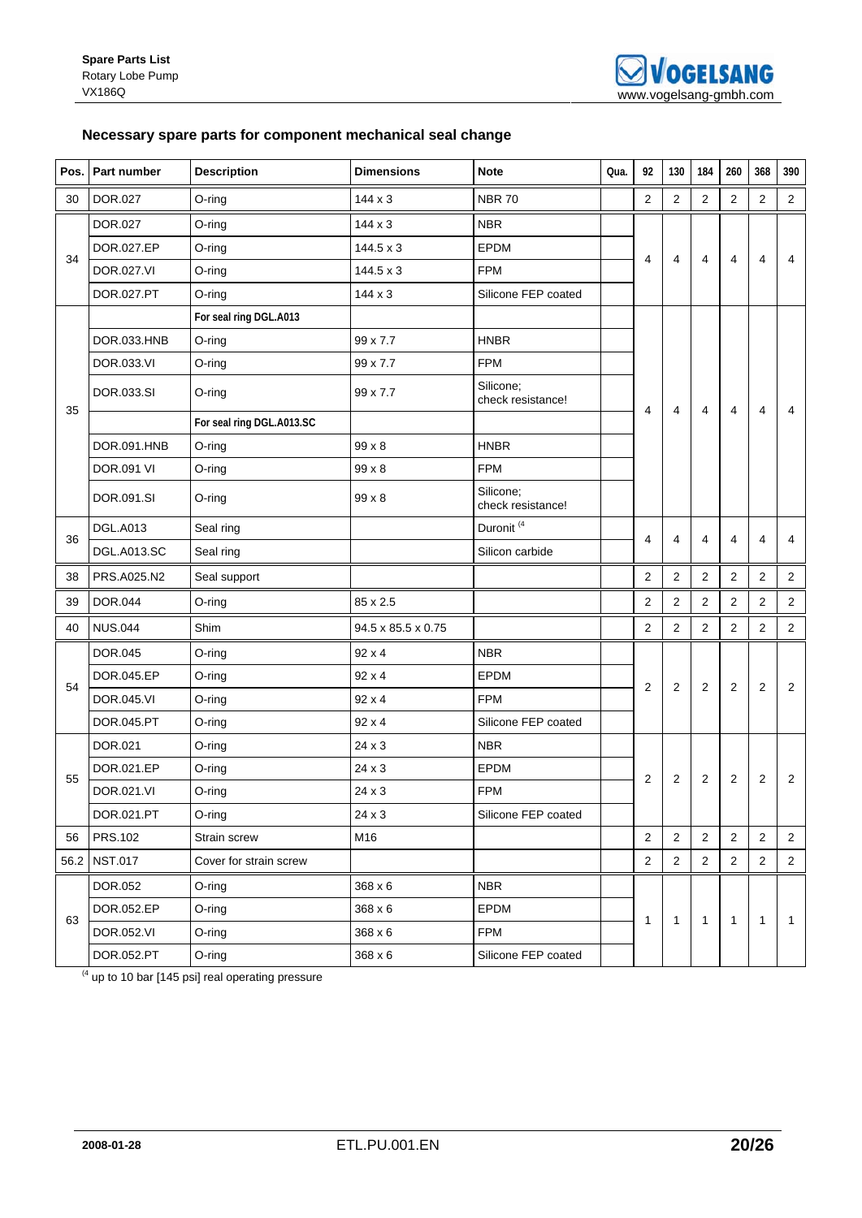## Necessary spare parts for component mechanical seal change

| Pos. | Part number | Description | Dimensions | Note | Qua. | 92 | 130 | 184 | 260 | 368 | 390 |
|---|---|---|---|---|---|---|---|---|---|---|---|
| 30 | DOR.027 | O-ring | 144 x 3 | NBR 70 | | 2 | 2 | 2 | 2 | 2 | 2 |
| 34 | DOR.027 | O-ring | 144 x 3 | NBR | | 4 | 4 | 4 | 4 | 4 | 4 |
| | DOR.027.EP | O-ring | 144.5 x 3 | EPDM | | | | | | | |
| | DOR.027.VI | O-ring | 144.5 x 3 | FPM | | | | | | | |
| | DOR.027.PT | O-ring | 144 x 3 | Silicone FEP coated | | | | | | | |
| 35 | | **For seal ring DGL.A013** | | | | 4 | 4 | 4 | 4 | 4 | 4 |
| | DOR.033.HNB | O-ring | 99 x 7.7 | HNBR | | | | | | | |
| | DOR.033.VI | O-ring | 99 x 7.7 | FPM | | | | | | | |
| | DOR.033.SI | O-ring | 99 x 7.7 | Silicone; check resistance! | | | | | | | |
| | | **For seal ring DGL.A013.SC** | | | | | | | | | |
| | DOR.091.HNB | O-ring | 99 x 8 | HNBR | | | | | | | |
| | DOR.091 VI | O-ring | 99 x 8 | FPM | | | | | | | |
| | DOR.091.SI | O-ring | 99 x 8 | Silicone; check resistance! | | | | | | | |
| 36 | DGL.A013 | Seal ring | | Duronit [4] | | 4 | 4 | 4 | 4 | 4 | 4 |
| | DGL.A013.SC | Seal ring | | Silicon carbide | | | | | | | |
| 38 | PRS.A025.N2 | Seal support | | | | 2 | 2 | 2 | 2 | 2 | 2 |
| 39 | DOR.044 | O-ring | 85 x 2.5 | | | 2 | 2 | 2 | 2 | 2 | 2 |
| 40 | NUS.044 | Shim | 94.5 x 85.5 x 0.75 | | | 2 | 2 | 2 | 2 | 2 | 2 |
| 54 | DOR.045 | O-ring | 92 x 4 | NBR | | 2 | 2 | 2 | 2 | 2 | 2 |
| | DOR.045.EP | O-ring | 92 x 4 | EPDM | | | | | | | |
| | DOR.045.VI | O-ring | 92 x 4 | FPM | | | | | | | |
| | DOR.045.PT | O-ring | 92 x 4 | Silicone FEP coated | | | | | | | |
| 55 | DOR.021 | O-ring | 24 x 3 | NBR | | 2 | 2 | 2 | 2 | 2 | 2 |
| | DOR.021.EP | O-ring | 24 x 3 | EPDM | | | | | | | |
| | DOR.021.VI | O-ring | 24 x 3 | FPM | | | | | | | |
| | DOR.021.PT | O-ring | 24 x 3 | Silicone FEP coated | | | | | | | |
| 56 | PRS.102 | Strain screw | M16 | | | 2 | 2 | 2 | 2 | 2 | 2 |
| 56.2 | NST.017 | Cover for strain screw | | | | 2 | 2 | 2 | 2 | 2 | 2 |
| 63 | DOR.052 | O-ring | 368 x 6 | NBR | | 1 | 1 | 1 | 1 | 1 | 1 |
| | DOR.052.EP | O-ring | 368 x 6 | EPDM | | | | | | | |
| | DOR.052.VI | O-ring | 368 x 6 | FPM | | | | | | | |
| | DOR.052.PT | O-ring | 368 x 6 | Silicone FEP coated | | | | | | | |

[4] up to 10 bar [145 psi] real operating pressure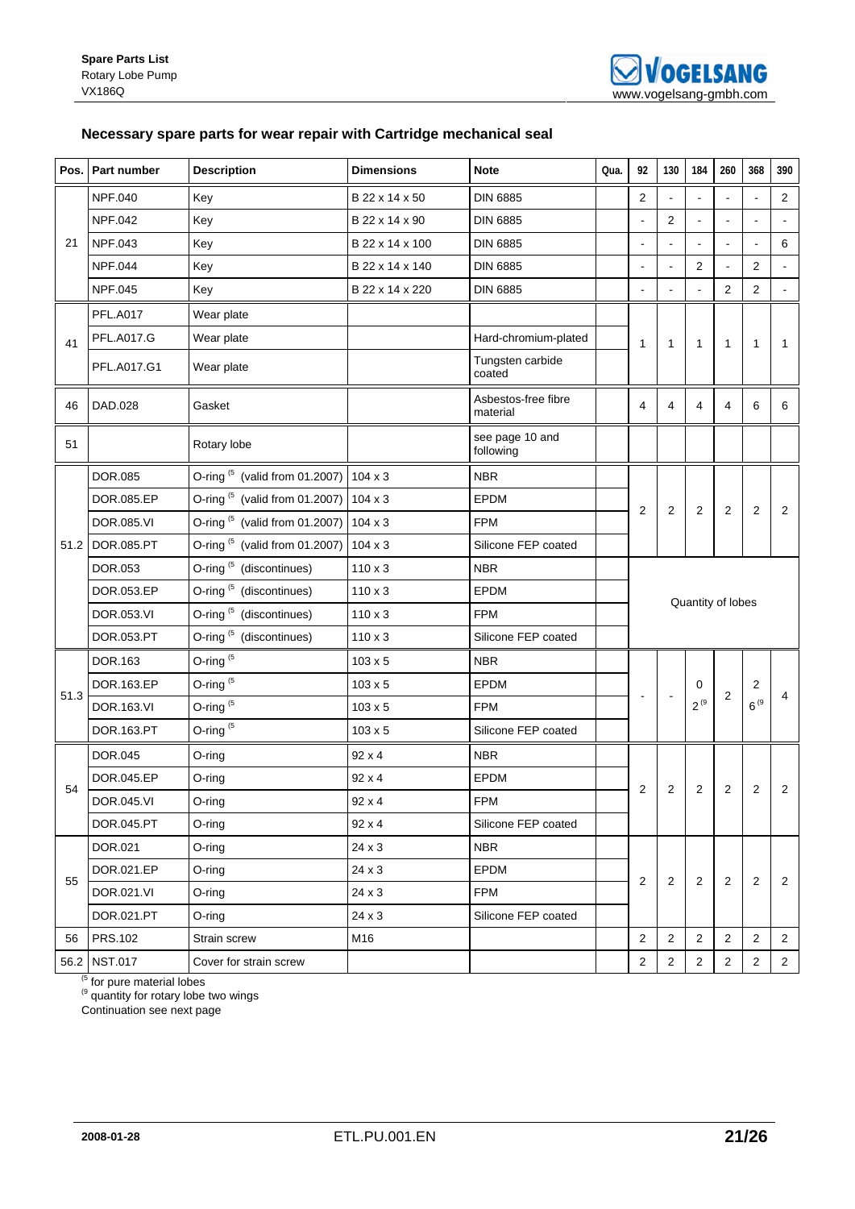## Necessary spare parts for wear repair with Cartridge mechanical seal

| Pos. | Part number | Description | Dimensions | Note | Qua. | 92 | 130 | 184 | 260 | 368 | 390 |
|---|---|---|---|---|---|---|---|---|---|---|---|
| 21 | NPF.040 | Key | B 22 x 14 x 50 | DIN 6885 | | 2 | - | - | - | - | 2 |
| | NPF.042 | Key | B 22 x 14 x 90 | DIN 6885 | | - | 2 | - | - | - | - |
| | NPF.043 | Key | B 22 x 14 x 100 | DIN 6885 | | - | - | - | - | - | 6 |
| | NPF.044 | Key | B 22 x 14 x 140 | DIN 6885 | | - | - | 2 | - | 2 | - |
| | NPF.045 | Key | B 22 x 14 x 220 | DIN 6885 | | - | - | - | 2 | 2 | - |
| 41 | PFL.A017 | Wear plate | | | | 1 | 1 | 1 | 1 | 1 | 1 |
| | PFL.A017.G | Wear plate | | Hard-chromium-plated | | | | | | | |
| | PFL.A017.G1 | Wear plate | | Tungsten carbide coated | | | | | | | |
| 46 | DAD.028 | Gasket | | Asbestos-free fibre material | | 4 | 4 | 4 | 4 | 6 | 6 |
| 51 | | Rotary lobe | | see page 10 and following | | | | | | | |
| 51.2 | DOR.085 | O-ring [5] (valid from 01.2007) | 104 x 3 | NBR | | 2 | 2 | 2 | 2 | 2 | 2 |
| | DOR.085.EP | O-ring [5] (valid from 01.2007) | 104 x 3 | EPDM | | | | | | | |
| | DOR.085.VI | O-ring [5] (valid from 01.2007) | 104 x 3 | FPM | | | | | | | |
| | DOR.085.PT | O-ring [5] (valid from 01.2007) | 104 x 3 | Silicone FEP coated | | | | | | | |
| | DOR.053 | O-ring [5] (discontinued) | 110 x 3 | NBR | | Quantity of lobes | | | | | |
| | DOR.053.EP | O-ring [5] (discontinued) | 110 x 3 | EPDM | | | | | | | |
| | DOR.053.VI | O-ring [5] (discontinued) | 110 x 3 | FPM | | | | | | | |
| | DOR.053.PT | O-ring [5] (discontinued) | 110 x 3 | Silicone FEP coated | | | | | | | |
| 51.3 | DOR.163 | O-ring [5] | 103 x 5 | NBR | | - | - | 0 / 2 [9] | 2 | 2 / 6 [9] | 4 |
| | DOR.163.EP | O-ring [5] | 103 x 5 | EPDM | | | | | | | |
| | DOR.163.VI | O-ring [5] | 103 x 5 | FPM | | | | | | | |
| | DOR.163.PT | O-ring [5] | 103 x 5 | Silicone FEP coated | | | | | | | |
| 54 | DOR.045 | O-ring | 92 x 4 | NBR | | 2 | 2 | 2 | 2 | 2 | 2 |
| | DOR.045.EP | O-ring | 92 x 4 | EPDM | | | | | | | |
| | DOR.045.VI | O-ring | 92 x 4 | FPM | | | | | | | |
| | DOR.045.PT | O-ring | 92 x 4 | Silicone FEP coated | | | | | | | |
| 55 | DOR.021 | O-ring | 24 x 3 | NBR | | 2 | 2 | 2 | 2 | 2 | 2 |
| | DOR.021.EP | O-ring | 24 x 3 | EPDM | | | | | | | |
| | DOR.021.VI | O-ring | 24 x 3 | FPM | | | | | | | |
| | DOR.021.PT | O-ring | 24 x 3 | Silicone FEP coated | | | | | | | |
| 56 | PRS.102 | Strain screw | M16 | | | 2 | 2 | 2 | 2 | 2 | 2 |
| 56.2 | NST.017 | Cover for strain screw | | | | 2 | 2 | 2 | 2 | 2 | 2 |

[5] for pure material lobes
[9] quantity for rotary lobe two wings
Continuation see next page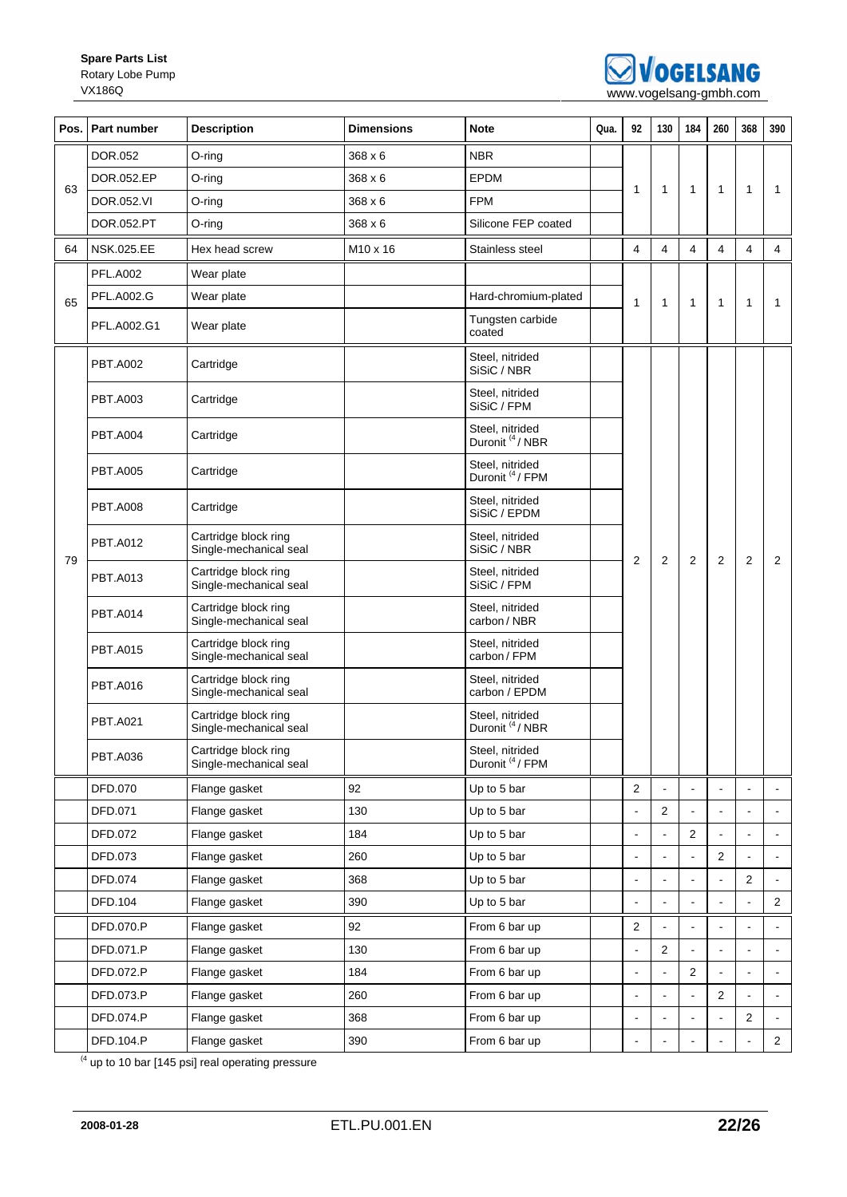| Pos. | Part number | Description | Dimensions | Note | Qua. | 92 | 130 | 184 | 260 | 368 | 390 |
|---|---|---|---|---|---|---|---|---|---|---|---|
| 63 | DOR.052 | O-ring | 368 x 6 | NBR | | 1 | 1 | 1 | 1 | 1 | 1 |
| | DOR.052.EP | O-ring | 368 x 6 | EPDM | | | | | | | |
| | DOR.052.VI | O-ring | 368 x 6 | FPM | | | | | | | |
| | DOR.052.PT | O-ring | 368 x 6 | Silicone FEP coated | | | | | | | |
| 64 | NSK.025.EE | Hex head screw | M10 x 16 | Stainless steel | | 4 | 4 | 4 | 4 | 4 | 4 |
| 65 | PFL.A002 | Wear plate | | | | 1 | 1 | 1 | 1 | 1 | 1 |
| | PFL.A002.G | Wear plate | | Hard-chromium-plated | | | | | | | |
| | PFL.A002.G1 | Wear plate | | Tungsten carbide coated | | | | | | | |
| 79 | PBT.A002 | Cartridge | | Steel, nitrided SiSiC / NBR | | 2 | 2 | 2 | 2 | 2 | 2 |
| | PBT.A003 | Cartridge | | Steel, nitrided SiSiC / FPM | | | | | | | |
| | PBT.A004 | Cartridge | | Steel, nitrided Duronit [4] / NBR | | | | | | | |
| | PBT.A005 | Cartridge | | Steel, nitrided Duronit [4] / FPM | | | | | | | |
| | PBT.A008 | Cartridge | | Steel, nitrided SiSiC / EPDM | | | | | | | |
| | PBT.A012 | Cartridge block ring Single-mechanical seal | | Steel, nitrided SiSiC / NBR | | | | | | | |
| | PBT.A013 | Cartridge block ring Single-mechanical seal | | Steel, nitrided SiSiC / FPM | | | | | | | |
| | PBT.A014 | Cartridge block ring Single-mechanical seal | | Steel, nitrided carbon / NBR | | | | | | | |
| | PBT.A015 | Cartridge block ring Single-mechanical seal | | Steel, nitrided carbon / FPM | | | | | | | |
| | PBT.A016 | Cartridge block ring Single-mechanical seal | | Steel, nitrided carbon / EPDM | | | | | | | |
| | PBT.A021 | Cartridge block ring Single-mechanical seal | | Steel, nitrided Duronit [4] / NBR | | | | | | | |
| | PBT.A036 | Cartridge block ring Single-mechanical seal | | Steel, nitrided Duronit [4] / FPM | | | | | | | |
| | DFD.070 | Flange gasket | 92 | Up to 5 bar | | 2 | - | - | - | - | - |
| | DFD.071 | Flange gasket | 130 | Up to 5 bar | | - | 2 | - | - | - | - |
| | DFD.072 | Flange gasket | 184 | Up to 5 bar | | - | - | 2 | - | - | - |
| | DFD.073 | Flange gasket | 260 | Up to 5 bar | | - | - | - | 2 | - | - |
| | DFD.074 | Flange gasket | 368 | Up to 5 bar | | - | - | - | - | 2 | - |
| | DFD.104 | Flange gasket | 390 | Up to 5 bar | | - | - | - | - | - | 2 |
| | DFD.070.P | Flange gasket | 92 | From 6 bar up | | 2 | - | - | - | - | - |
| | DFD.071.P | Flange gasket | 130 | From 6 bar up | | - | 2 | - | - | - | - |
| | DFD.072.P | Flange gasket | 184 | From 6 bar up | | - | - | 2 | - | - | - |
| | DFD.073.P | Flange gasket | 260 | From 6 bar up | | - | - | - | 2 | - | - |
| | DFD.074.P | Flange gasket | 368 | From 6 bar up | | - | - | - | - | 2 | - |
| | DFD.104.P | Flange gasket | 390 | From 6 bar up | | - | - | - | - | - | 2 |

[4] up to 10 bar [145 psi] real operating pressure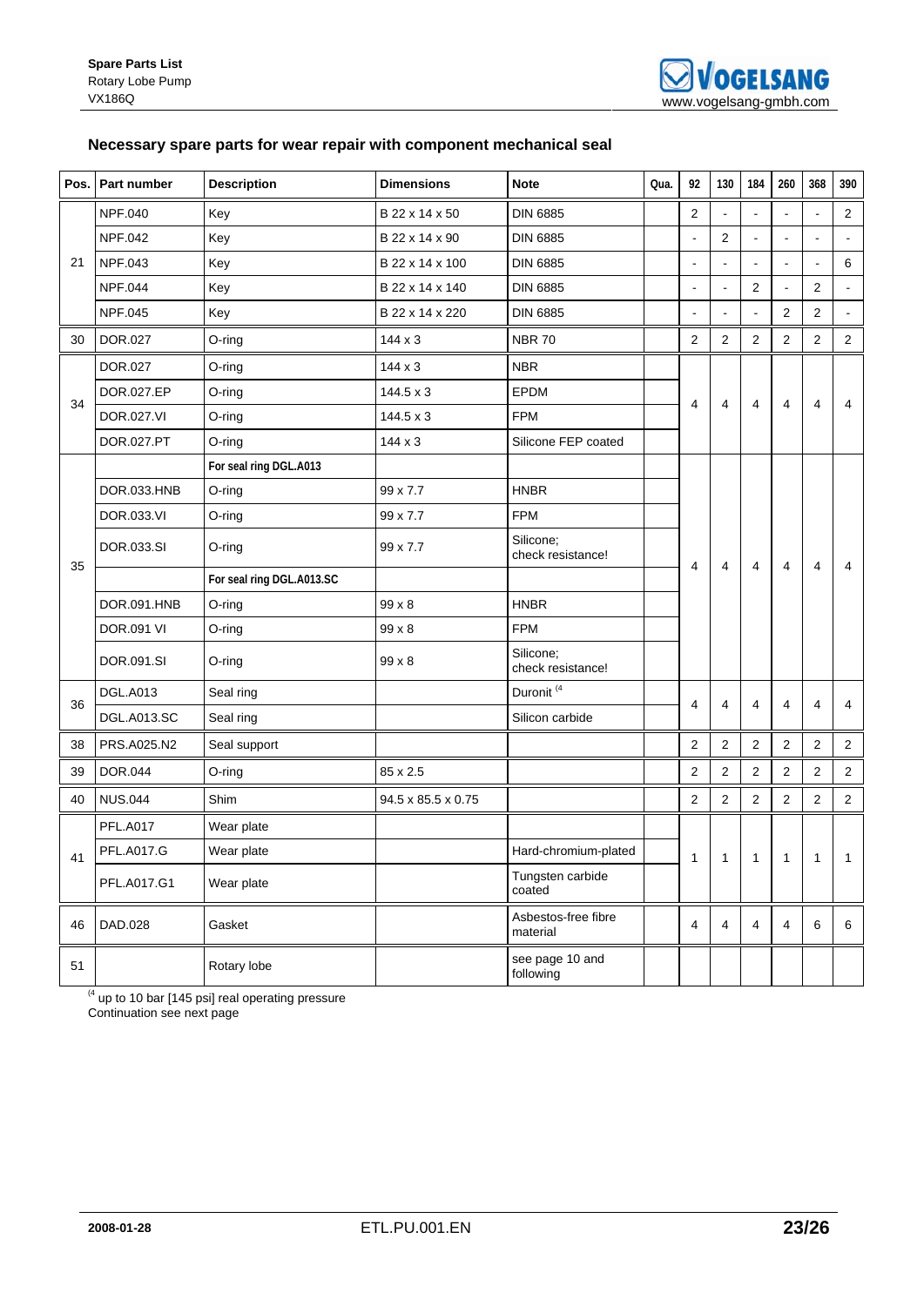## Necessary spare parts for wear repair with component mechanical seal

| Pos. | Part number | Description | Dimensions | Note | Qua. | 92 | 130 | 184 | 260 | 368 | 390 |
|---|---|---|---|---|---|---|---|---|---|---|---|
| 21 | NPF.040 | Key | B 22 x 14 x 50 | DIN 6885 | | 2 | - | - | - | - | 2 |
| | NPF.042 | Key | B 22 x 14 x 90 | DIN 6885 | | - | 2 | - | - | - | - |
| | NPF.043 | Key | B 22 x 14 x 100 | DIN 6885 | | - | - | - | - | - | 6 |
| | NPF.044 | Key | B 22 x 14 x 140 | DIN 6885 | | - | - | 2 | - | 2 | - |
| | NPF.045 | Key | B 22 x 14 x 220 | DIN 6885 | | - | - | - | 2 | 2 | - |
| 30 | DOR.027 | O-ring | 144 x 3 | NBR 70 | | 2 | 2 | 2 | 2 | 2 | 2 |
| 34 | DOR.027 | O-ring | 144 x 3 | NBR | | 4 | 4 | 4 | 4 | 4 | 4 |
| | DOR.027.EP | O-ring | 144.5 x 3 | EPDM | | | | | | | |
| | DOR.027.VI | O-ring | 144.5 x 3 | FPM | | | | | | | |
| | DOR.027.PT | O-ring | 144 x 3 | Silicone FEP coated | | | | | | | |
| 35 | | **For seal ring DGL.A013** | | | | 4 | 4 | 4 | 4 | 4 | 4 |
| | DOR.033.HNB | O-ring | 99 x 7.7 | HNBR | | | | | | | |
| | DOR.033.VI | O-ring | 99 x 7.7 | FPM | | | | | | | |
| | DOR.033.SI | O-ring | 99 x 7.7 | Silicone; check resistance! | | | | | | | |
| | | **For seal ring DGL.A013.SC** | | | | | | | | | |
| | DOR.091.HNB | O-ring | 99 x 8 | HNBR | | | | | | | |
| | DOR.091 VI | O-ring | 99 x 8 | FPM | | | | | | | |
| | DOR.091.SI | O-ring | 99 x 8 | Silicone; check resistance! | | | | | | | |
| 36 | DGL.A013 | Seal ring | | Duronit [4] | | 4 | 4 | 4 | 4 | 4 | 4 |
| | DGL.A013.SC | Seal ring | | Silicon carbide | | | | | | | |
| 38 | PRS.A025.N2 | Seal support | | | | 2 | 2 | 2 | 2 | 2 | 2 |
| 39 | DOR.044 | O-ring | 85 x 2.5 | | | 2 | 2 | 2 | 2 | 2 | 2 |
| 40 | NUS.044 | Shim | 94.5 x 85.5 x 0.75 | | | 2 | 2 | 2 | 2 | 2 | 2 |
| 41 | PFL.A017 | Wear plate | | | | 1 | 1 | 1 | 1 | 1 | 1 |
| | PFL.A017.G | Wear plate | | Hard-chromium-plated | | | | | | | |
| | PFL.A017.G1 | Wear plate | | Tungsten carbide coated | | | | | | | |
| 46 | DAD.028 | Gasket | | Asbestos-free fibre material | | 4 | 4 | 4 | 4 | 6 | 6 |
| 51 | | Rotary lobe | | see page 10 and following | | | | | | | |

[4] up to 10 bar [145 psi] real operating pressure

Continuation see next page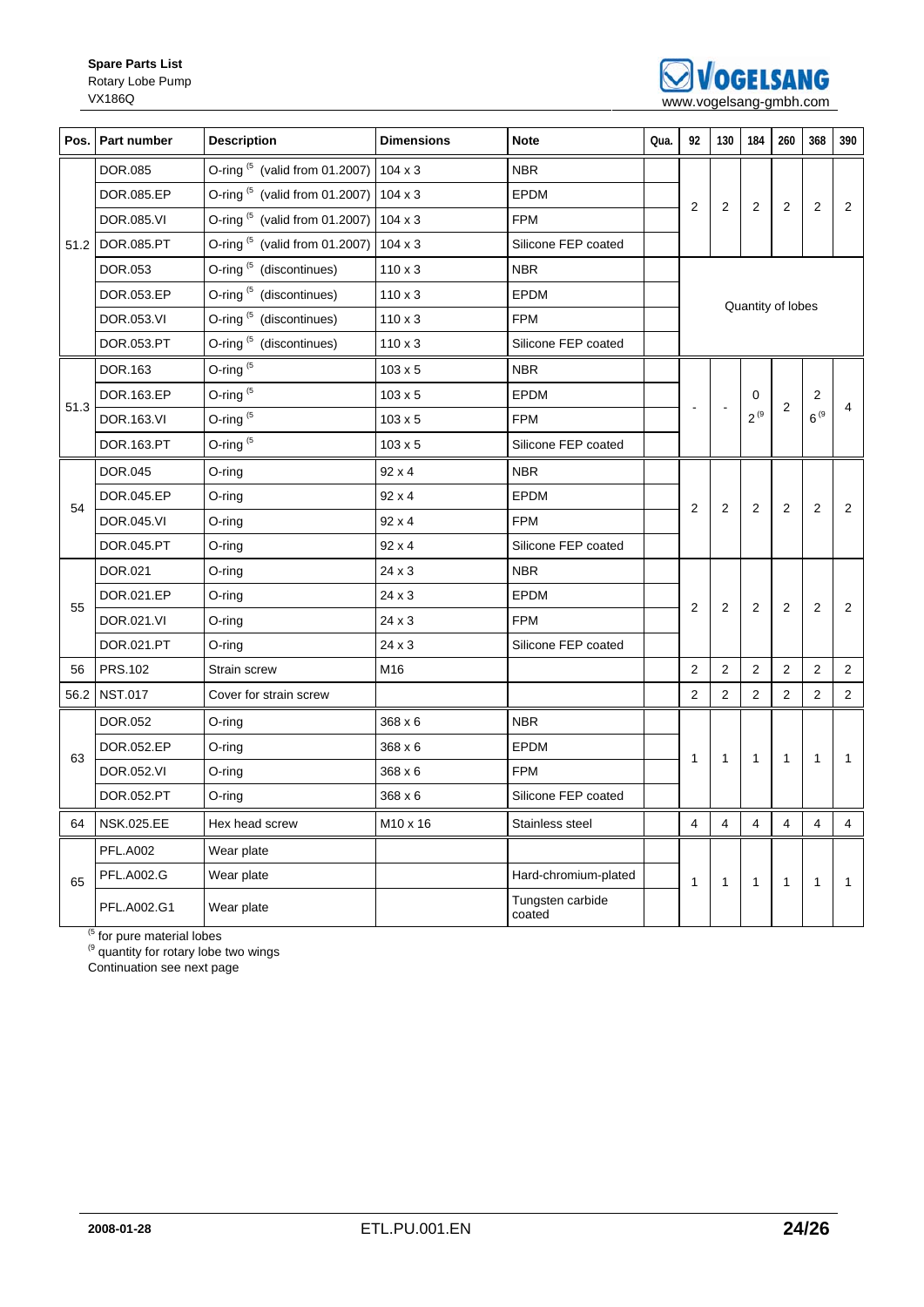**Spare Parts List**
Rotary Lobe Pump
VX186Q

| Pos. | Part number | Description | Dimensions | Note | Qua. | 92 | 130 | 184 | 260 | 368 | 390 |
|---|---|---|---|---|---|---|---|---|---|---|---|
| 51.2 | DOR.085 | O-ring [5] (valid from 01.2007) | 104 x 3 | NBR | | 2 | 2 | 2 | 2 | 2 | 2 |
| | DOR.085.EP | O-ring [5] (valid from 01.2007) | 104 x 3 | EPDM | | | | | | | |
| | DOR.085.VI | O-ring [5] (valid from 01.2007) | 104 x 3 | FPM | | | | | | | |
| | DOR.085.PT | O-ring [5] (valid from 01.2007) | 104 x 3 | Silicone FEP coated | | | | | | | |
| | DOR.053 | O-ring [5] (discontinues) | 110 x 3 | NBR | | Quantity of lobes | | | | | |
| | DOR.053.EP | O-ring [5] (discontinues) | 110 x 3 | EPDM | | | | | | | |
| | DOR.053.VI | O-ring [5] (discontinues) | 110 x 3 | FPM | | | | | | | |
| | DOR.053.PT | O-ring [5] (discontinues) | 110 x 3 | Silicone FEP coated | | | | | | | |
| 51.3 | DOR.163 | O-ring [5] | 103 x 5 | NBR | | - | - | 0<br>2 [9] | 2 | 2<br>6 [9] | 4 |
| | DOR.163.EP | O-ring [5] | 103 x 5 | EPDM | | | | | | | |
| | DOR.163.VI | O-ring [5] | 103 x 5 | FPM | | | | | | | |
| | DOR.163.PT | O-ring [5] | 103 x 5 | Silicone FEP coated | | | | | | | |
| 54 | DOR.045 | O-ring | 92 x 4 | NBR | | 2 | 2 | 2 | 2 | 2 | 2 |
| | DOR.045.EP | O-ring | 92 x 4 | EPDM | | | | | | | |
| | DOR.045.VI | O-ring | 92 x 4 | FPM | | | | | | | |
| | DOR.045.PT | O-ring | 92 x 4 | Silicone FEP coated | | | | | | | |
| 55 | DOR.021 | O-ring | 24 x 3 | NBR | | 2 | 2 | 2 | 2 | 2 | 2 |
| | DOR.021.EP | O-ring | 24 x 3 | EPDM | | | | | | | |
| | DOR.021.VI | O-ring | 24 x 3 | FPM | | | | | | | |
| | DOR.021.PT | O-ring | 24 x 3 | Silicone FEP coated | | | | | | | |
| 56 | PRS.102 | Strain screw | M16 | | | 2 | 2 | 2 | 2 | 2 | 2 |
| 56.2 | NST.017 | Cover for strain screw | | | | 2 | 2 | 2 | 2 | 2 | 2 |
| 63 | DOR.052 | O-ring | 368 x 6 | NBR | | 1 | 1 | 1 | 1 | 1 | 1 |
| | DOR.052.EP | O-ring | 368 x 6 | EPDM | | | | | | | |
| | DOR.052.VI | O-ring | 368 x 6 | FPM | | | | | | | |
| | DOR.052.PT | O-ring | 368 x 6 | Silicone FEP coated | | | | | | | |
| 64 | NSK.025.EE | Hex head screw | M10 x 16 | Stainless steel | | 4 | 4 | 4 | 4 | 4 | 4 |
| 65 | PFL.A002 | Wear plate | | | | 1 | 1 | 1 | 1 | 1 | 1 |
| | PFL.A002.G | Wear plate | | Hard-chromium-plated | | | | | | | |
| | PFL.A002.G1 | Wear plate | | Tungsten carbide coated | | | | | | | |

[5] for pure material lobes
[9] quantity for rotary lobe two wings
Continuation see next page

2008-01-28 ETL.PU.001.EN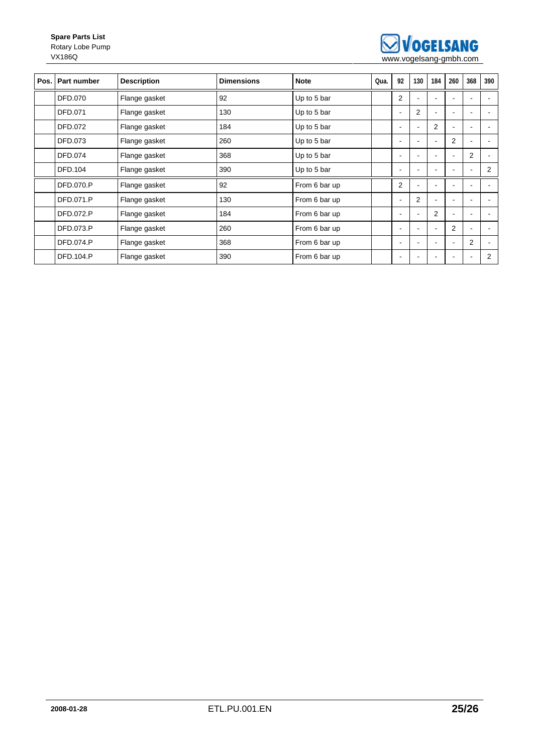| Pos. | Part number | Description | Dimensions | Note | Qua. | 92 | 130 | 184 | 260 | 368 | 390 |
|---|---|---|---|---|---|---|---|---|---|---|---|
| | DFD.070 | Flange gasket | 92 | Up to 5 bar | | 2 | - | - | - | - | - |
| | DFD.071 | Flange gasket | 130 | Up to 5 bar | | - | 2 | - | - | - | - |
| | DFD.072 | Flange gasket | 184 | Up to 5 bar | | - | - | 2 | - | - | - |
| | DFD.073 | Flange gasket | 260 | Up to 5 bar | | - | - | - | 2 | - | - |
| | DFD.074 | Flange gasket | 368 | Up to 5 bar | | - | - | - | - | 2 | - |
| | DFD.104 | Flange gasket | 390 | Up to 5 bar | | - | - | - | - | - | 2 |
| | DFD.070.P | Flange gasket | 92 | From 6 bar up | | 2 | - | - | - | - | - |
| | DFD.071.P | Flange gasket | 130 | From 6 bar up | | - | 2 | - | - | - | - |
| | DFD.072.P | Flange gasket | 184 | From 6 bar up | | - | - | 2 | - | - | - |
| | DFD.073.P | Flange gasket | 260 | From 6 bar up | | - | - | - | 2 | - | - |
| | DFD.074.P | Flange gasket | 368 | From 6 bar up | | - | - | - | - | 2 | - |
| | DFD.104.P | Flange gasket | 390 | From 6 bar up | | - | - | - | - | - | 2 |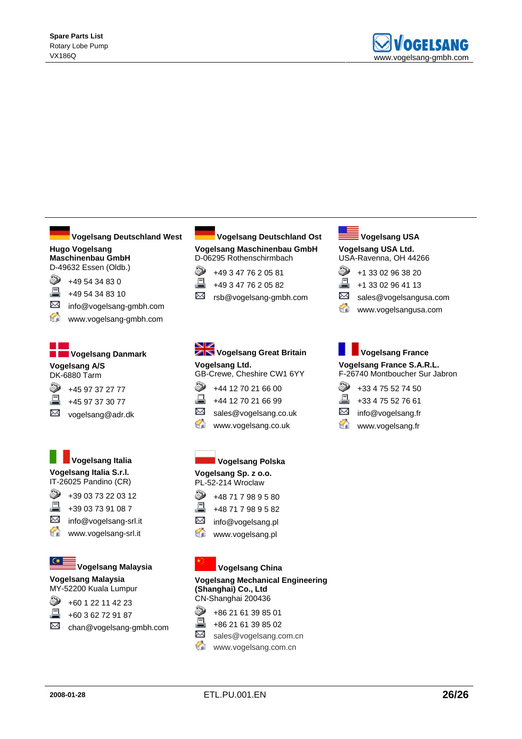### Vogelsang Deutschland West

**Hugo Vogelsang Maschinenbau GmbH**
D-49632 Essen (Oldb.)

+49 54 34 83 0
+49 54 34 83 10
info@vogelsang-gmbh.com
www.vogelsang-gmbh.com

### Vogelsang Deutschland Ost

**Vogelsang Maschinenbau GmbH**
D-06295 Rothenschirmbach

+49 3 47 76 2 05 81
+49 3 47 76 2 05 82
rsb@vogelsang-gmbh.com

### Vogelsang USA

**Vogelsang USA Ltd.**
USA-Ravenna, OH 44266

+1 33 02 96 38 20
+1 33 02 96 41 13
sales@vogelsangusa.com
www.vogelsangusa.com

### Vogelsang Danmark

**Vogelsang A/S**
DK-6880 Tarm

+45 97 37 27 77
+45 97 37 30 77
vogelsang@adr.dk

### Vogelsang Great Britain

**Vogelsang Ltd.**
GB-Crewe, Cheshire CW1 6YY

+44 12 70 21 66 00
+44 12 70 21 66 99
sales@vogelsang.co.uk
www.vogelsang.co.uk

### Vogelsang France

**Vogelsang France S.A.R.L.**
F-26740 Montboucher Sur Jabron

+33 4 75 52 74 50
+33 4 75 52 76 61
info@vogelsang.fr
www.vogelsang.fr

### Vogelsang Italia

**Vogelsang Italia S.r.l.**
IT-26025 Pandino (CR)

+39 03 73 22 03 12
+39 03 73 91 08 7
info@vogelsang-srl.it
www.vogelsang-srl.it

### Vogelsang Polska

**Vogelsang Sp. z o.o.**
PL-52-214 Wroclaw

+48 71 7 98 9 5 80
+48 71 7 98 9 5 82
info@vogelsang.pl
www.vogelsang.pl

### Vogelsang Malaysia

**Vogelsang Malaysia**
MY-52200 Kuala Lumpur

+60 1 22 11 42 23
+60 3 62 72 91 87
chan@vogelsang-gmbh.com

### Vogelsang China

**Vogelsang Mechanical Engineering (Shanghai) Co., Ltd**
CN-Shanghai 200436

+86 21 61 39 85 01
+86 21 61 39 85 02
sales@vogelsang.com.cn
www.vogelsang.com.cn